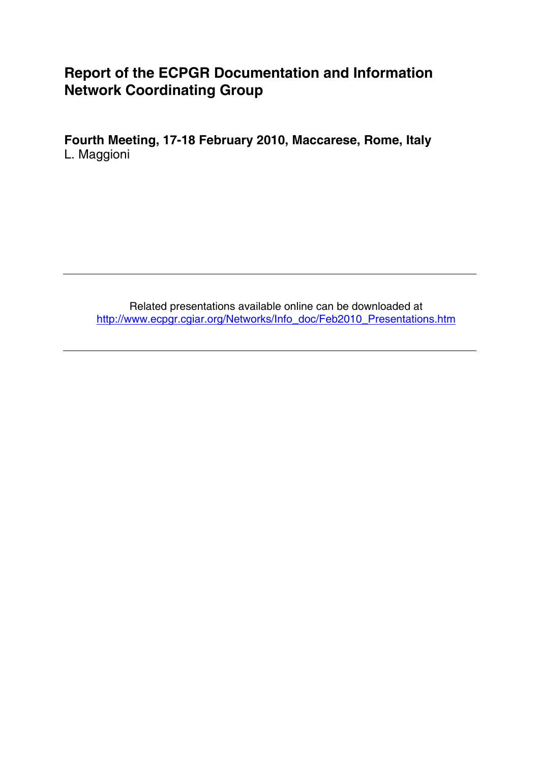# Report of the ECPGR Documentation and Information Network Coordinating Group

**Fourth Meeting, 17-18 February 2010, Maccarese, Rome, Italy**
L. Maggioni

---

Related presentations available online can be downloaded at
[http://www.ecpgr.cgiar.org/Networks/Info_doc/Feb2010_Presentations.htm](http://www.ecpgr.cgiar.org/Networks/Info_doc/Feb2010_Presentations.htm)

---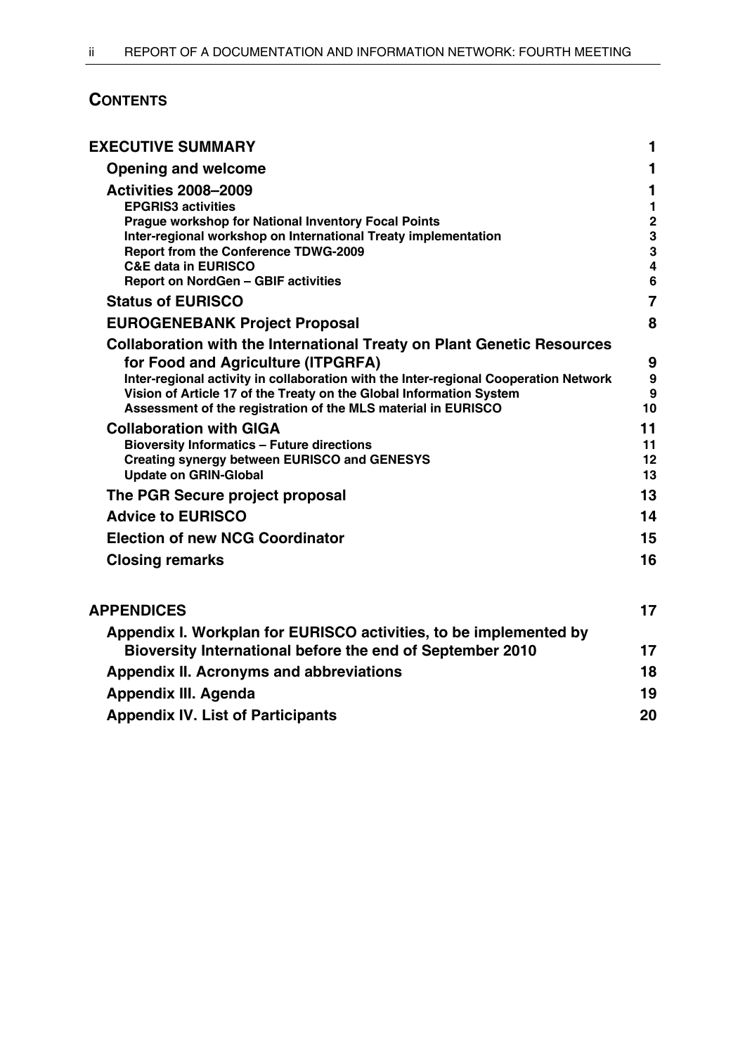## CONTENTS

| | |
|---|---|
| **EXECUTIVE SUMMARY** | **1** |
| **Opening and welcome** | **1** |
| **Activities 2008–2009** | **1** |
| EPGRIS3 activities | 1 |
| Prague workshop for National Inventory Focal Points | 2 |
| Inter-regional workshop on International Treaty implementation | 3 |
| Report from the Conference TDWG-2009 | 3 |
| C&E data in EURISCO | 4 |
| Report on NordGen – GBIF activities | 6 |
| **Status of EURISCO** | **7** |
| **EUROGENEBANK Project Proposal** | **8** |
| **Collaboration with the International Treaty on Plant Genetic Resources for Food and Agriculture (ITPGRFA)** | **9** |
| Inter-regional activity in collaboration with the Inter-regional Cooperation Network | 9 |
| Vision of Article 17 of the Treaty on the Global Information System | 9 |
| Assessment of the registration of the MLS material in EURISCO | 10 |
| **Collaboration with GIGA** | **11** |
| Bioversity Informatics – Future directions | 11 |
| Creating synergy between EURISCO and GENESYS | 12 |
| Update on GRIN-Global | 13 |
| **The PGR Secure project proposal** | **13** |
| **Advice to EURISCO** | **14** |
| **Election of new NCG Coordinator** | **15** |
| **Closing remarks** | **16** |
| | |
| **APPENDICES** | **17** |
| **Appendix I. Workplan for EURISCO activities, to be implemented by Bioversity International before the end of September 2010** | **17** |
| **Appendix II. Acronyms and abbreviations** | **18** |
| **Appendix III. Agenda** | **19** |
| **Appendix IV. List of Participants** | **20** |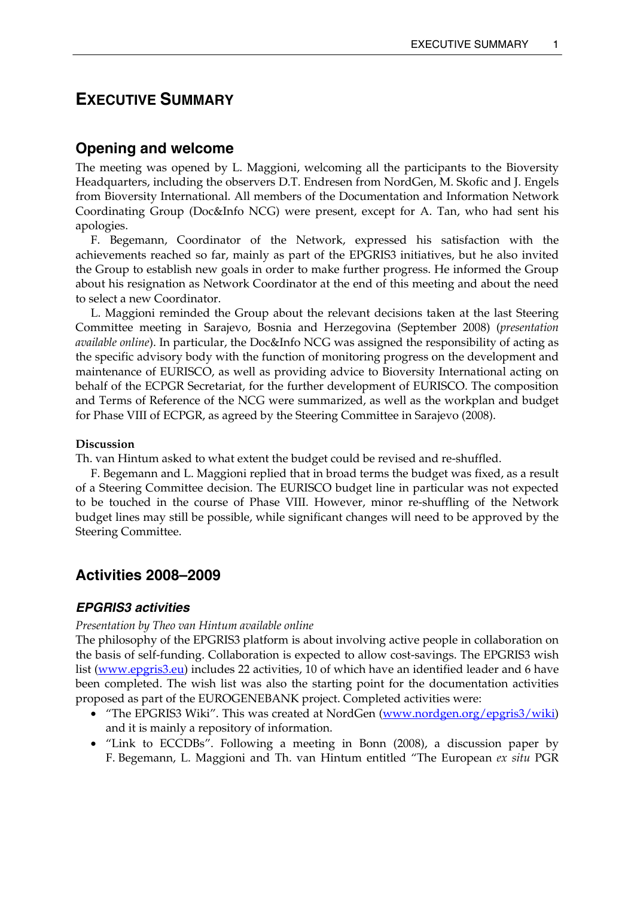# EXECUTIVE SUMMARY

## Opening and welcome

The meeting was opened by L. Maggioni, welcoming all the participants to the Bioversity Headquarters, including the observers D.T. Endresen from NordGen, M. Skofic and J. Engels from Bioversity International. All members of the Documentation and Information Network Coordinating Group (Doc&Info NCG) were present, except for A. Tan, who had sent his apologies.

F. Begemann, Coordinator of the Network, expressed his satisfaction with the achievements reached so far, mainly as part of the EPGRIS3 initiatives, but he also invited the Group to establish new goals in order to make further progress. He informed the Group about his resignation as Network Coordinator at the end of this meeting and about the need to select a new Coordinator.

L. Maggioni reminded the Group about the relevant decisions taken at the last Steering Committee meeting in Sarajevo, Bosnia and Herzegovina (September 2008) (*presentation available online*). In particular, the Doc&Info NCG was assigned the responsibility of acting as the specific advisory body with the function of monitoring progress on the development and maintenance of EURISCO, as well as providing advice to Bioversity International acting on behalf of the ECPGR Secretariat, for the further development of EURISCO. The composition and Terms of Reference of the NCG were summarized, as well as the workplan and budget for Phase VIII of ECPGR, as agreed by the Steering Committee in Sarajevo (2008).

**Discussion**

Th. van Hintum asked to what extent the budget could be revised and re-shuffled.

F. Begemann and L. Maggioni replied that in broad terms the budget was fixed, as a result of a Steering Committee decision. The EURISCO budget line in particular was not expected to be touched in the course of Phase VIII. However, minor re-shuffling of the Network budget lines may still be possible, while significant changes will need to be approved by the Steering Committee.

## Activities 2008–2009

### *EPGRIS3 activities*

*Presentation by Theo van Hintum available online*

The philosophy of the EPGRIS3 platform is about involving active people in collaboration on the basis of self-funding. Collaboration is expected to allow cost-savings. The EPGRIS3 wish list (www.epgris3.eu) includes 22 activities, 10 of which have an identified leader and 6 have been completed. The wish list was also the starting point for the documentation activities proposed as part of the EUROGENEBANK project. Completed activities were:

- "The EPGRIS3 Wiki". This was created at NordGen (www.nordgen.org/epgris3/wiki) and it is mainly a repository of information.
- "Link to ECCDBs". Following a meeting in Bonn (2008), a discussion paper by F. Begemann, L. Maggioni and Th. van Hintum entitled "The European *ex situ* PGR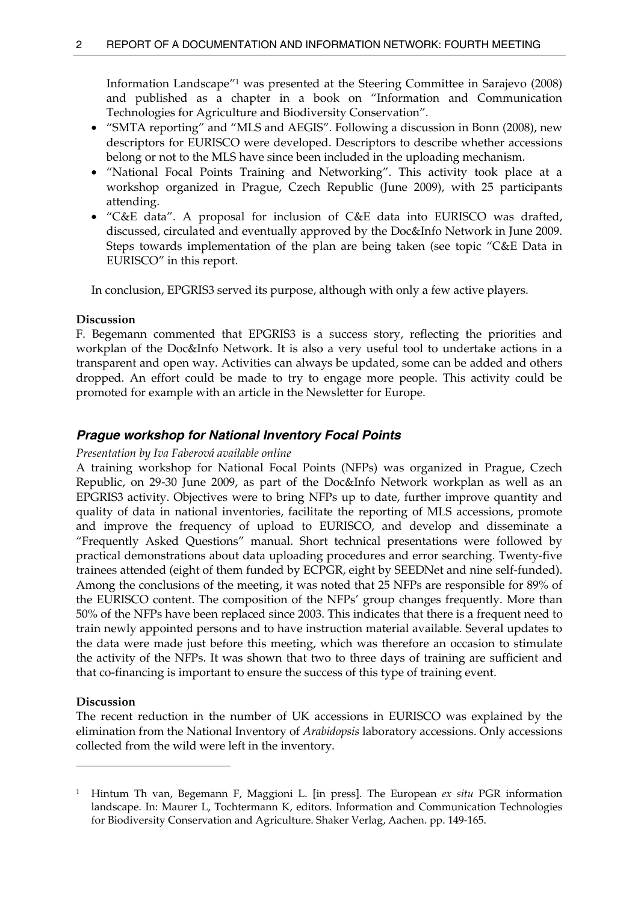Information Landscape"[1] was presented at the Steering Committee in Sarajevo (2008) and published as a chapter in a book on "Information and Communication Technologies for Agriculture and Biodiversity Conservation".

- "SMTA reporting" and "MLS and AEGIS". Following a discussion in Bonn (2008), new descriptors for EURISCO were developed. Descriptors to describe whether accessions belong or not to the MLS have since been included in the uploading mechanism.
- "National Focal Points Training and Networking". This activity took place at a workshop organized in Prague, Czech Republic (June 2009), with 25 participants attending.
- "C&E data". A proposal for inclusion of C&E data into EURISCO was drafted, discussed, circulated and eventually approved by the Doc&Info Network in June 2009. Steps towards implementation of the plan are being taken (see topic "C&E Data in EURISCO" in this report.

In conclusion, EPGRIS3 served its purpose, although with only a few active players.

**Discussion**

F. Begemann commented that EPGRIS3 is a success story, reflecting the priorities and workplan of the Doc&Info Network. It is also a very useful tool to undertake actions in a transparent and open way. Activities can always be updated, some can be added and others dropped. An effort could be made to try to engage more people. This activity could be promoted for example with an article in the Newsletter for Europe.

### *Prague workshop for National Inventory Focal Points*

*Presentation by Iva Faberová available online*

A training workshop for National Focal Points (NFPs) was organized in Prague, Czech Republic, on 29-30 June 2009, as part of the Doc&Info Network workplan as well as an EPGRIS3 activity. Objectives were to bring NFPs up to date, further improve quantity and quality of data in national inventories, facilitate the reporting of MLS accessions, promote and improve the frequency of upload to EURISCO, and develop and disseminate a "Frequently Asked Questions" manual. Short technical presentations were followed by practical demonstrations about data uploading procedures and error searching. Twenty-five trainees attended (eight of them funded by ECPGR, eight by SEEDNet and nine self-funded). Among the conclusions of the meeting, it was noted that 25 NFPs are responsible for 89% of the EURISCO content. The composition of the NFPs' group changes frequently. More than 50% of the NFPs have been replaced since 2003. This indicates that there is a frequent need to train newly appointed persons and to have instruction material available. Several updates to the data were made just before this meeting, which was therefore an occasion to stimulate the activity of the NFPs. It was shown that two to three days of training are sufficient and that co-financing is important to ensure the success of this type of training event.

**Discussion**

The recent reduction in the number of UK accessions in EURISCO was explained by the elimination from the National Inventory of *Arabidopsis* laboratory accessions. Only accessions collected from the wild were left in the inventory.

---

[1] Hintum Th van, Begemann F, Maggioni L. [in press]. The European *ex situ* PGR information landscape. In: Maurer L, Tochtermann K, editors. Information and Communication Technologies for Biodiversity Conservation and Agriculture. Shaker Verlag, Aachen. pp. 149-165.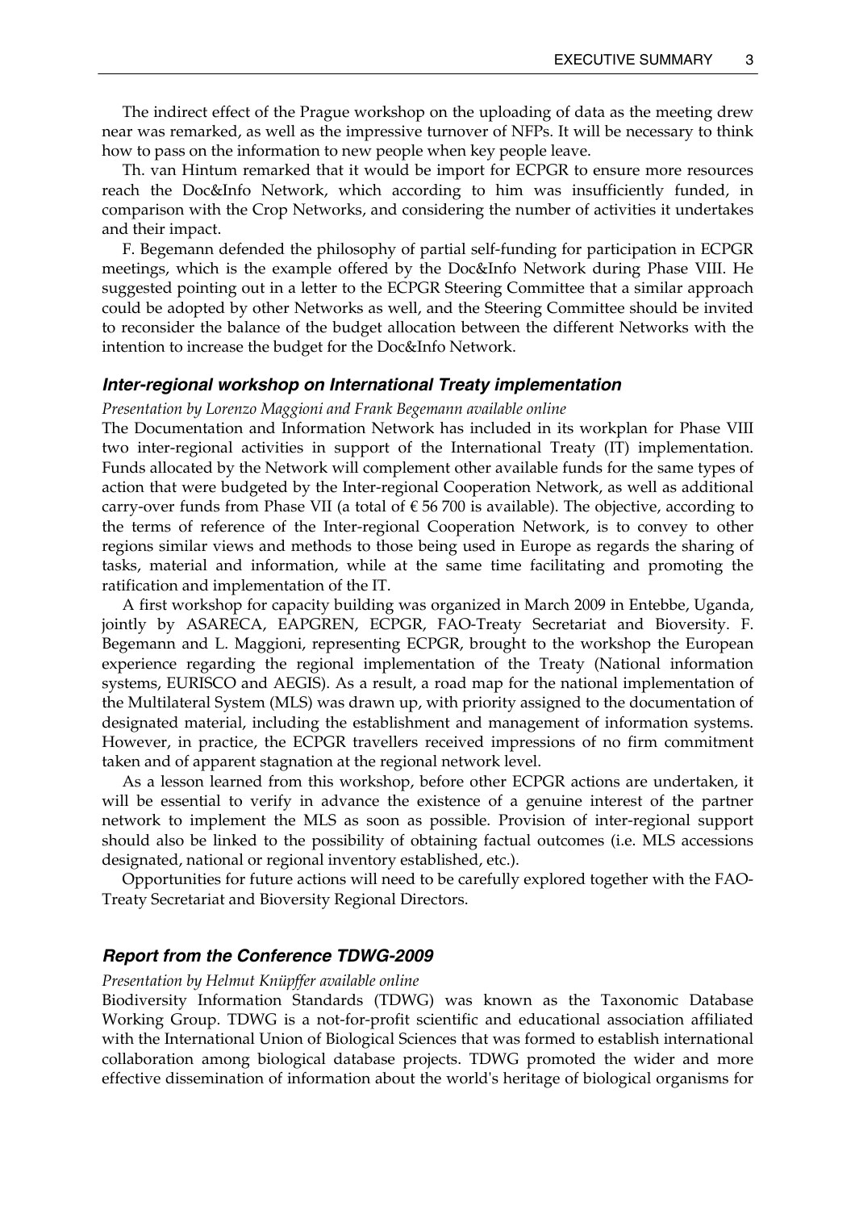The indirect effect of the Prague workshop on the uploading of data as the meeting drew near was remarked, as well as the impressive turnover of NFPs. It will be necessary to think how to pass on the information to new people when key people leave.

Th. van Hintum remarked that it would be import for ECPGR to ensure more resources reach the Doc&Info Network, which according to him was insufficiently funded, in comparison with the Crop Networks, and considering the number of activities it undertakes and their impact.

F. Begemann defended the philosophy of partial self-funding for participation in ECPGR meetings, which is the example offered by the Doc&Info Network during Phase VIII. He suggested pointing out in a letter to the ECPGR Steering Committee that a similar approach could be adopted by other Networks as well, and the Steering Committee should be invited to reconsider the balance of the budget allocation between the different Networks with the intention to increase the budget for the Doc&Info Network.

### *Inter-regional workshop on International Treaty implementation*

*Presentation by Lorenzo Maggioni and Frank Begemann available online*

The Documentation and Information Network has included in its workplan for Phase VIII two inter-regional activities in support of the International Treaty (IT) implementation. Funds allocated by the Network will complement other available funds for the same types of action that were budgeted by the Inter-regional Cooperation Network, as well as additional carry-over funds from Phase VII (a total of € 56 700 is available). The objective, according to the terms of reference of the Inter-regional Cooperation Network, is to convey to other regions similar views and methods to those being used in Europe as regards the sharing of tasks, material and information, while at the same time facilitating and promoting the ratification and implementation of the IT.

A first workshop for capacity building was organized in March 2009 in Entebbe, Uganda, jointly by ASARECA, EAPGREN, ECPGR, FAO-Treaty Secretariat and Bioversity. F. Begemann and L. Maggioni, representing ECPGR, brought to the workshop the European experience regarding the regional implementation of the Treaty (National information systems, EURISCO and AEGIS). As a result, a road map for the national implementation of the Multilateral System (MLS) was drawn up, with priority assigned to the documentation of designated material, including the establishment and management of information systems. However, in practice, the ECPGR travellers received impressions of no firm commitment taken and of apparent stagnation at the regional network level.

As a lesson learned from this workshop, before other ECPGR actions are undertaken, it will be essential to verify in advance the existence of a genuine interest of the partner network to implement the MLS as soon as possible. Provision of inter-regional support should also be linked to the possibility of obtaining factual outcomes (i.e. MLS accessions designated, national or regional inventory established, etc.).

Opportunities for future actions will need to be carefully explored together with the FAO-Treaty Secretariat and Bioversity Regional Directors.

### *Report from the Conference TDWG-2009*

*Presentation by Helmut Knüpffer available online*

Biodiversity Information Standards (TDWG) was known as the Taxonomic Database Working Group. TDWG is a not-for-profit scientific and educational association affiliated with the International Union of Biological Sciences that was formed to establish international collaboration among biological database projects. TDWG promoted the wider and more effective dissemination of information about the world's heritage of biological organisms for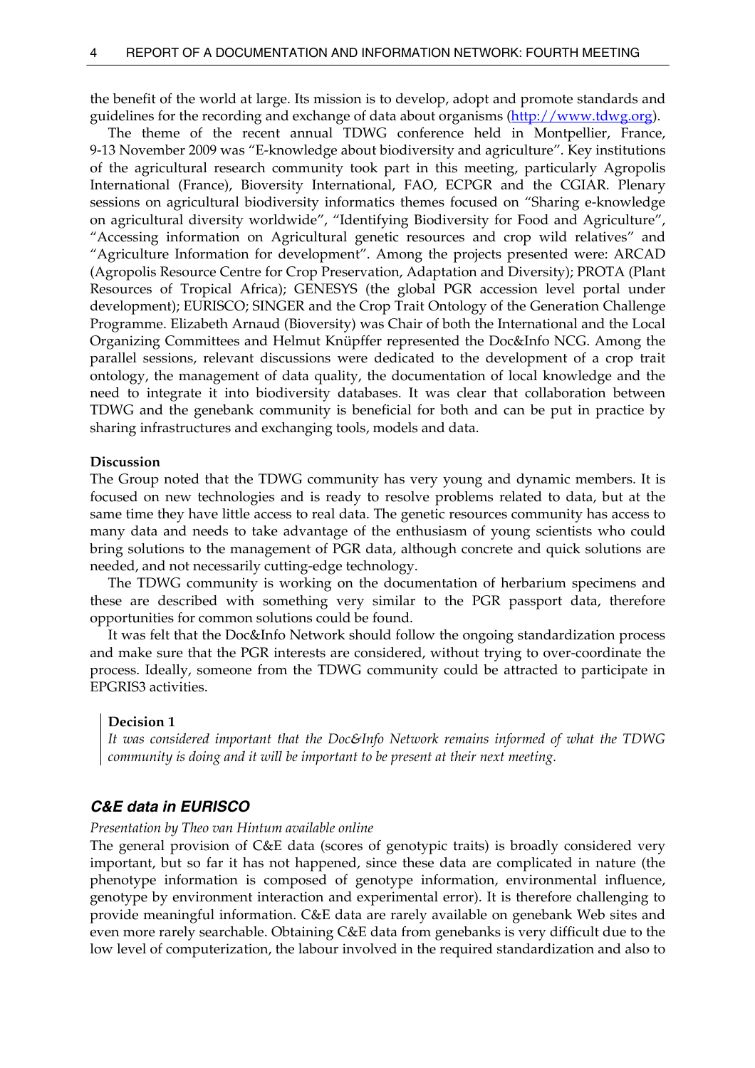the benefit of the world at large. Its mission is to develop, adopt and promote standards and guidelines for the recording and exchange of data about organisms (http://www.tdwg.org).

The theme of the recent annual TDWG conference held in Montpellier, France, 9-13 November 2009 was "E-knowledge about biodiversity and agriculture". Key institutions of the agricultural research community took part in this meeting, particularly Agropolis International (France), Bioversity International, FAO, ECPGR and the CGIAR. Plenary sessions on agricultural biodiversity informatics themes focused on "Sharing e-knowledge on agricultural diversity worldwide", "Identifying Biodiversity for Food and Agriculture", "Accessing information on Agricultural genetic resources and crop wild relatives" and "Agriculture Information for development". Among the projects presented were: ARCAD (Agropolis Resource Centre for Crop Preservation, Adaptation and Diversity); PROTA (Plant Resources of Tropical Africa); GENESYS (the global PGR accession level portal under development); EURISCO; SINGER and the Crop Trait Ontology of the Generation Challenge Programme. Elizabeth Arnaud (Bioversity) was Chair of both the International and the Local Organizing Committees and Helmut Knüpffer represented the Doc&Info NCG. Among the parallel sessions, relevant discussions were dedicated to the development of a crop trait ontology, the management of data quality, the documentation of local knowledge and the need to integrate it into biodiversity databases. It was clear that collaboration between TDWG and the genebank community is beneficial for both and can be put in practice by sharing infrastructures and exchanging tools, models and data.

**Discussion**

The Group noted that the TDWG community has very young and dynamic members. It is focused on new technologies and is ready to resolve problems related to data, but at the same time they have little access to real data. The genetic resources community has access to many data and needs to take advantage of the enthusiasm of young scientists who could bring solutions to the management of PGR data, although concrete and quick solutions are needed, and not necessarily cutting-edge technology.

The TDWG community is working on the documentation of herbarium specimens and these are described with something very similar to the PGR passport data, therefore opportunities for common solutions could be found.

It was felt that the Doc&Info Network should follow the ongoing standardization process and make sure that the PGR interests are considered, without trying to over-coordinate the process. Ideally, someone from the TDWG community could be attracted to participate in EPGRIS3 activities.

> **Decision 1**
> *It was considered important that the Doc&Info Network remains informed of what the TDWG community is doing and it will be important to be present at their next meeting.*

### C&E data in EURISCO

*Presentation by Theo van Hintum available online*

The general provision of C&E data (scores of genotypic traits) is broadly considered very important, but so far it has not happened, since these data are complicated in nature (the phenotype information is composed of genotype information, environmental influence, genotype by environment interaction and experimental error). It is therefore challenging to provide meaningful information. C&E data are rarely available on genebank Web sites and even more rarely searchable. Obtaining C&E data from genebanks is very difficult due to the low level of computerization, the labour involved in the required standardization and also to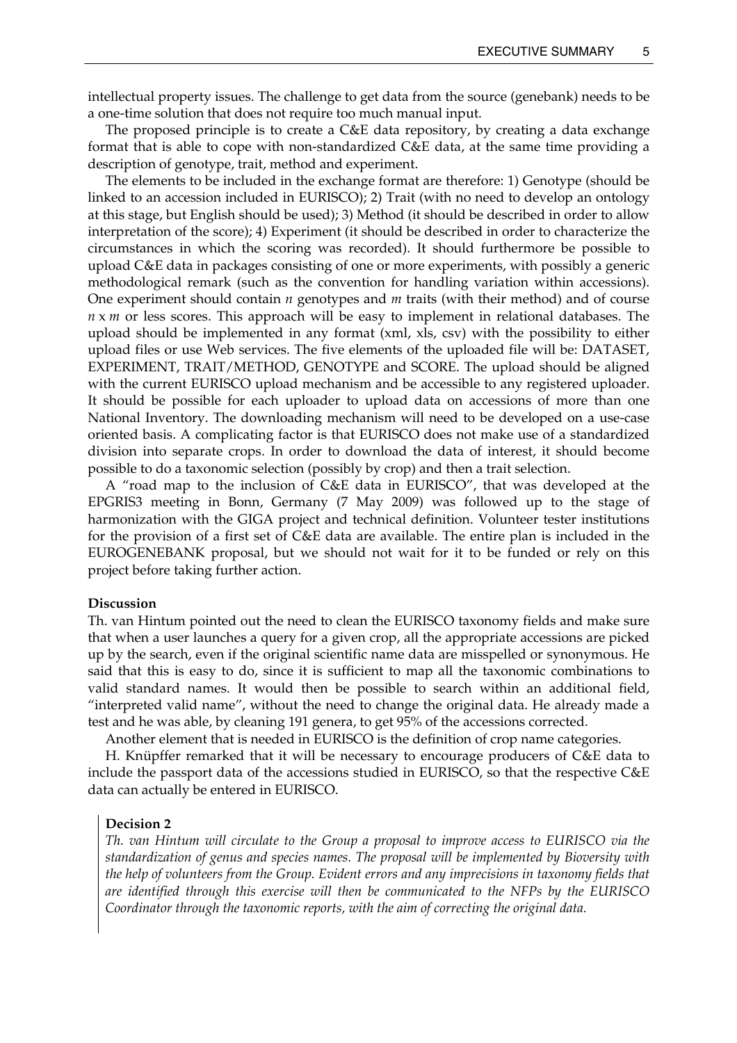intellectual property issues. The challenge to get data from the source (genebank) needs to be a one-time solution that does not require too much manual input.

The proposed principle is to create a C&E data repository, by creating a data exchange format that is able to cope with non-standardized C&E data, at the same time providing a description of genotype, trait, method and experiment.

The elements to be included in the exchange format are therefore: 1) Genotype (should be linked to an accession included in EURISCO); 2) Trait (with no need to develop an ontology at this stage, but English should be used); 3) Method (it should be described in order to allow interpretation of the score); 4) Experiment (it should be described in order to characterize the circumstances in which the scoring was recorded). It should furthermore be possible to upload C&E data in packages consisting of one or more experiments, with possibly a generic methodological remark (such as the convention for handling variation within accessions). One experiment should contain $n$ genotypes and $m$ traits (with their method) and of course $n \times m$ or less scores. This approach will be easy to implement in relational databases. The upload should be implemented in any format (xml, xls, csv) with the possibility to either upload files or use Web services. The five elements of the uploaded file will be: DATASET, EXPERIMENT, TRAIT/METHOD, GENOTYPE and SCORE. The upload should be aligned with the current EURISCO upload mechanism and be accessible to any registered uploader. It should be possible for each uploader to upload data on accessions of more than one National Inventory. The downloading mechanism will need to be developed on a use-case oriented basis. A complicating factor is that EURISCO does not make use of a standardized division into separate crops. In order to download the data of interest, it should become possible to do a taxonomic selection (possibly by crop) and then a trait selection.

A "road map to the inclusion of C&E data in EURISCO", that was developed at the EPGRIS3 meeting in Bonn, Germany (7 May 2009) was followed up to the stage of harmonization with the GIGA project and technical definition. Volunteer tester institutions for the provision of a first set of C&E data are available. The entire plan is included in the EUROGENEBANK proposal, but we should not wait for it to be funded or rely on this project before taking further action.

**Discussion**

Th. van Hintum pointed out the need to clean the EURISCO taxonomy fields and make sure that when a user launches a query for a given crop, all the appropriate accessions are picked up by the search, even if the original scientific name data are misspelled or synonymous. He said that this is easy to do, since it is sufficient to map all the taxonomic combinations to valid standard names. It would then be possible to search within an additional field, "interpreted valid name", without the need to change the original data. He already made a test and he was able, by cleaning 191 genera, to get 95% of the accessions corrected.

Another element that is needed in EURISCO is the definition of crop name categories.

H. Knüpffer remarked that it will be necessary to encourage producers of C&E data to include the passport data of the accessions studied in EURISCO, so that the respective C&E data can actually be entered in EURISCO.

**Decision 2**

*Th. van Hintum will circulate to the Group a proposal to improve access to EURISCO via the standardization of genus and species names. The proposal will be implemented by Bioversity with the help of volunteers from the Group. Evident errors and any imprecisions in taxonomy fields that are identified through this exercise will then be communicated to the NFPs by the EURISCO Coordinator through the taxonomic reports, with the aim of correcting the original data.*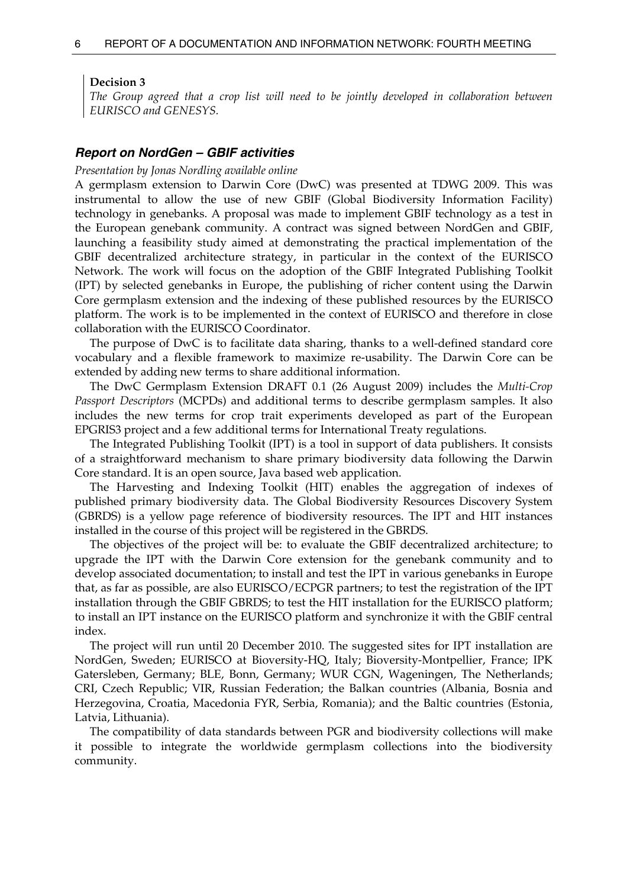**Decision 3**

*The Group agreed that a crop list will need to be jointly developed in collaboration between EURISCO and GENESYS.*

### *Report on NordGen – GBIF activities*

*Presentation by Jonas Nordling available online*

A germplasm extension to Darwin Core (DwC) was presented at TDWG 2009. This was instrumental to allow the use of new GBIF (Global Biodiversity Information Facility) technology in genebanks. A proposal was made to implement GBIF technology as a test in the European genebank community. A contract was signed between NordGen and GBIF, launching a feasibility study aimed at demonstrating the practical implementation of the GBIF decentralized architecture strategy, in particular in the context of the EURISCO Network. The work will focus on the adoption of the GBIF Integrated Publishing Toolkit (IPT) by selected genebanks in Europe, the publishing of richer content using the Darwin Core germplasm extension and the indexing of these published resources by the EURISCO platform. The work is to be implemented in the context of EURISCO and therefore in close collaboration with the EURISCO Coordinator.

The purpose of DwC is to facilitate data sharing, thanks to a well-defined standard core vocabulary and a flexible framework to maximize re-usability. The Darwin Core can be extended by adding new terms to share additional information.

The DwC Germplasm Extension DRAFT 0.1 (26 August 2009) includes the *Multi-Crop Passport Descriptors* (MCPDs) and additional terms to describe germplasm samples. It also includes the new terms for crop trait experiments developed as part of the European EPGRIS3 project and a few additional terms for International Treaty regulations.

The Integrated Publishing Toolkit (IPT) is a tool in support of data publishers. It consists of a straightforward mechanism to share primary biodiversity data following the Darwin Core standard. It is an open source, Java based web application.

The Harvesting and Indexing Toolkit (HIT) enables the aggregation of indexes of published primary biodiversity data. The Global Biodiversity Resources Discovery System (GBRDS) is a yellow page reference of biodiversity resources. The IPT and HIT instances installed in the course of this project will be registered in the GBRDS.

The objectives of the project will be: to evaluate the GBIF decentralized architecture; to upgrade the IPT with the Darwin Core extension for the genebank community and to develop associated documentation; to install and test the IPT in various genebanks in Europe that, as far as possible, are also EURISCO/ECPGR partners; to test the registration of the IPT installation through the GBIF GBRDS; to test the HIT installation for the EURISCO platform; to install an IPT instance on the EURISCO platform and synchronize it with the GBIF central index.

The project will run until 20 December 2010. The suggested sites for IPT installation are NordGen, Sweden; EURISCO at Bioversity-HQ, Italy; Bioversity-Montpellier, France; IPK Gatersleben, Germany; BLE, Bonn, Germany; WUR CGN, Wageningen, The Netherlands; CRI, Czech Republic; VIR, Russian Federation; the Balkan countries (Albania, Bosnia and Herzegovina, Croatia, Macedonia FYR, Serbia, Romania); and the Baltic countries (Estonia, Latvia, Lithuania).

The compatibility of data standards between PGR and biodiversity collections will make it possible to integrate the worldwide germplasm collections into the biodiversity community.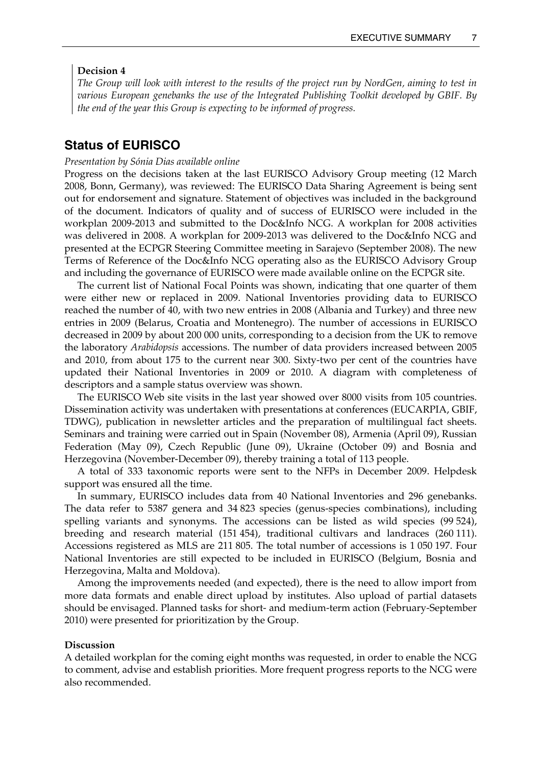**Decision 4**

*The Group will look with interest to the results of the project run by NordGen, aiming to test in various European genebanks the use of the Integrated Publishing Toolkit developed by GBIF. By the end of the year this Group is expecting to be informed of progress.*

## Status of EURISCO

*Presentation by Sónia Dias available online*

Progress on the decisions taken at the last EURISCO Advisory Group meeting (12 March 2008, Bonn, Germany), was reviewed: The EURISCO Data Sharing Agreement is being sent out for endorsement and signature. Statement of objectives was included in the background of the document. Indicators of quality and of success of EURISCO were included in the workplan 2009-2013 and submitted to the Doc&Info NCG. A workplan for 2008 activities was delivered in 2008. A workplan for 2009-2013 was delivered to the Doc&Info NCG and presented at the ECPGR Steering Committee meeting in Sarajevo (September 2008). The new Terms of Reference of the Doc&Info NCG operating also as the EURISCO Advisory Group and including the governance of EURISCO were made available online on the ECPGR site.

The current list of National Focal Points was shown, indicating that one quarter of them were either new or replaced in 2009. National Inventories providing data to EURISCO reached the number of 40, with two new entries in 2008 (Albania and Turkey) and three new entries in 2009 (Belarus, Croatia and Montenegro). The number of accessions in EURISCO decreased in 2009 by about 200 000 units, corresponding to a decision from the UK to remove the laboratory *Arabidopsis* accessions. The number of data providers increased between 2005 and 2010, from about 175 to the current near 300. Sixty-two per cent of the countries have updated their National Inventories in 2009 or 2010. A diagram with completeness of descriptors and a sample status overview was shown.

The EURISCO Web site visits in the last year showed over 8000 visits from 105 countries. Dissemination activity was undertaken with presentations at conferences (EUCARPIA, GBIF, TDWG), publication in newsletter articles and the preparation of multilingual fact sheets. Seminars and training were carried out in Spain (November 08), Armenia (April 09), Russian Federation (May 09), Czech Republic (June 09), Ukraine (October 09) and Bosnia and Herzegovina (November-December 09), thereby training a total of 113 people.

A total of 333 taxonomic reports were sent to the NFPs in December 2009. Helpdesk support was ensured all the time.

In summary, EURISCO includes data from 40 National Inventories and 296 genebanks. The data refer to 5387 genera and 34 823 species (genus-species combinations), including spelling variants and synonyms. The accessions can be listed as wild species (99 524), breeding and research material (151 454), traditional cultivars and landraces (260 111). Accessions registered as MLS are 211 805. The total number of accessions is 1 050 197. Four National Inventories are still expected to be included in EURISCO (Belgium, Bosnia and Herzegovina, Malta and Moldova).

Among the improvements needed (and expected), there is the need to allow import from more data formats and enable direct upload by institutes. Also upload of partial datasets should be envisaged. Planned tasks for short- and medium-term action (February-September 2010) were presented for prioritization by the Group.

**Discussion**

A detailed workplan for the coming eight months was requested, in order to enable the NCG to comment, advise and establish priorities. More frequent progress reports to the NCG were also recommended.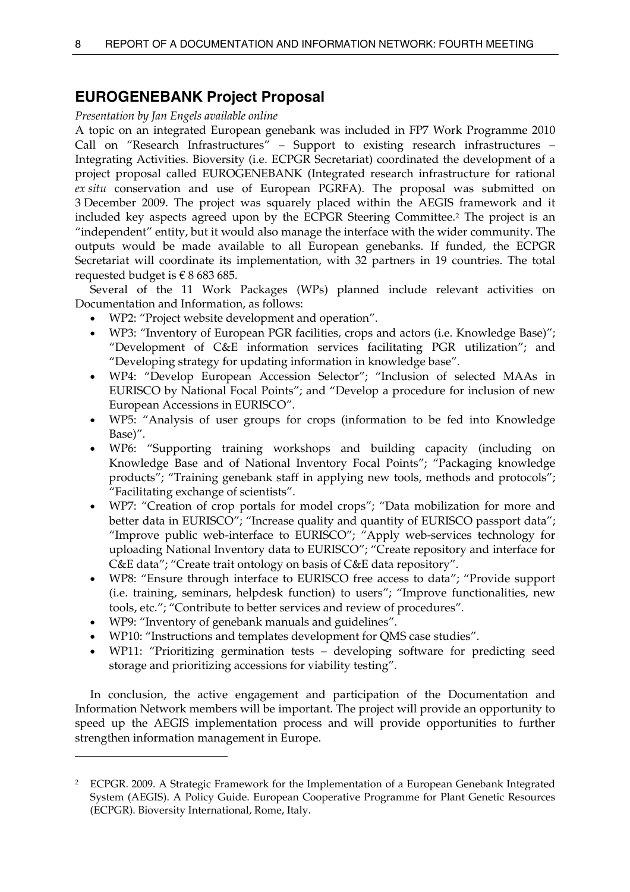## EUROGENEBANK Project Proposal

*Presentation by Jan Engels available online*

A topic on an integrated European genebank was included in FP7 Work Programme 2010 Call on "Research Infrastructures" – Support to existing research infrastructures – Integrating Activities. Bioversity (i.e. ECPGR Secretariat) coordinated the development of a project proposal called EUROGENEBANK (Integrated research infrastructure for rational *ex situ* conservation and use of European PGRFA). The proposal was submitted on 3 December 2009. The project was squarely placed within the AEGIS framework and it included key aspects agreed upon by the ECPGR Steering Committee.[2] The project is an "independent" entity, but it would also manage the interface with the wider community. The outputs would be made available to all European genebanks. If funded, the ECPGR Secretariat will coordinate its implementation, with 32 partners in 19 countries. The total requested budget is € 8 683 685.

Several of the 11 Work Packages (WPs) planned include relevant activities on Documentation and Information, as follows:

- WP2: "Project website development and operation".
- WP3: "Inventory of European PGR facilities, crops and actors (i.e. Knowledge Base)"; "Development of C&E information services facilitating PGR utilization"; and "Developing strategy for updating information in knowledge base".
- WP4: "Develop European Accession Selector"; "Inclusion of selected MAAs in EURISCO by National Focal Points"; and "Develop a procedure for inclusion of new European Accessions in EURISCO".
- WP5: "Analysis of user groups for crops (information to be fed into Knowledge Base)".
- WP6: "Supporting training workshops and building capacity (including on Knowledge Base and of National Inventory Focal Points"; "Packaging knowledge products"; "Training genebank staff in applying new tools, methods and protocols"; "Facilitating exchange of scientists".
- WP7: "Creation of crop portals for model crops"; "Data mobilization for more and better data in EURISCO"; "Increase quality and quantity of EURISCO passport data"; "Improve public web-interface to EURISCO"; "Apply web-services technology for uploading National Inventory data to EURISCO"; "Create repository and interface for C&E data"; "Create trait ontology on basis of C&E data repository".
- WP8: "Ensure through interface to EURISCO free access to data"; "Provide support (i.e. training, seminars, helpdesk function) to users"; "Improve functionalities, new tools, etc."; "Contribute to better services and review of procedures".
- WP9: "Inventory of genebank manuals and guidelines".
- WP10: "Instructions and templates development for QMS case studies".
- WP11: "Prioritizing germination tests – developing software for predicting seed storage and prioritizing accessions for viability testing".

In conclusion, the active engagement and participation of the Documentation and Information Network members will be important. The project will provide an opportunity to speed up the AEGIS implementation process and will provide opportunities to further strengthen information management in Europe.

---

[2] ECPGR. 2009. A Strategic Framework for the Implementation of a European Genebank Integrated System (AEGIS). A Policy Guide. European Cooperative Programme for Plant Genetic Resources (ECPGR). Bioversity International, Rome, Italy.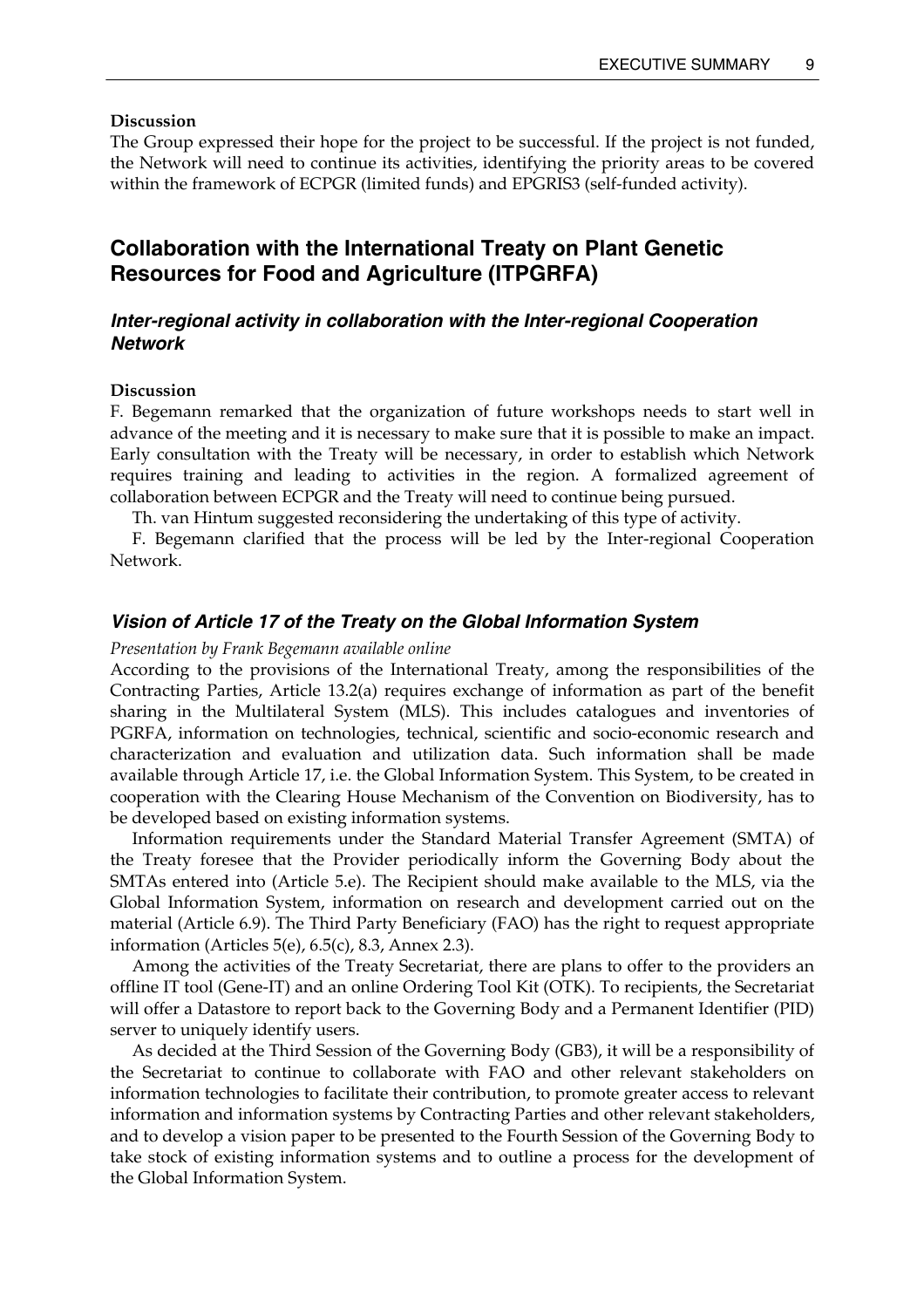**Discussion**

The Group expressed their hope for the project to be successful. If the project is not funded, the Network will need to continue its activities, identifying the priority areas to be covered within the framework of ECPGR (limited funds) and EPGRIS3 (self-funded activity).

## Collaboration with the International Treaty on Plant Genetic Resources for Food and Agriculture (ITPGRFA)

### *Inter-regional activity in collaboration with the Inter-regional Cooperation Network*

**Discussion**

F. Begemann remarked that the organization of future workshops needs to start well in advance of the meeting and it is necessary to make sure that it is possible to make an impact. Early consultation with the Treaty will be necessary, in order to establish which Network requires training and leading to activities in the region. A formalized agreement of collaboration between ECPGR and the Treaty will need to continue being pursued.

Th. van Hintum suggested reconsidering the undertaking of this type of activity.

F. Begemann clarified that the process will be led by the Inter-regional Cooperation Network.

### *Vision of Article 17 of the Treaty on the Global Information System*

*Presentation by Frank Begemann available online*

According to the provisions of the International Treaty, among the responsibilities of the Contracting Parties, Article 13.2(a) requires exchange of information as part of the benefit sharing in the Multilateral System (MLS). This includes catalogues and inventories of PGRFA, information on technologies, technical, scientific and socio-economic research and characterization and evaluation and utilization data. Such information shall be made available through Article 17, i.e. the Global Information System. This System, to be created in cooperation with the Clearing House Mechanism of the Convention on Biodiversity, has to be developed based on existing information systems.

Information requirements under the Standard Material Transfer Agreement (SMTA) of the Treaty foresee that the Provider periodically inform the Governing Body about the SMTAs entered into (Article 5.e). The Recipient should make available to the MLS, via the Global Information System, information on research and development carried out on the material (Article 6.9). The Third Party Beneficiary (FAO) has the right to request appropriate information (Articles 5(e), 6.5(c), 8.3, Annex 2.3).

Among the activities of the Treaty Secretariat, there are plans to offer to the providers an offline IT tool (Gene-IT) and an online Ordering Tool Kit (OTK). To recipients, the Secretariat will offer a Datastore to report back to the Governing Body and a Permanent Identifier (PID) server to uniquely identify users.

As decided at the Third Session of the Governing Body (GB3), it will be a responsibility of the Secretariat to continue to collaborate with FAO and other relevant stakeholders on information technologies to facilitate their contribution, to promote greater access to relevant information and information systems by Contracting Parties and other relevant stakeholders, and to develop a vision paper to be presented to the Fourth Session of the Governing Body to take stock of existing information systems and to outline a process for the development of the Global Information System.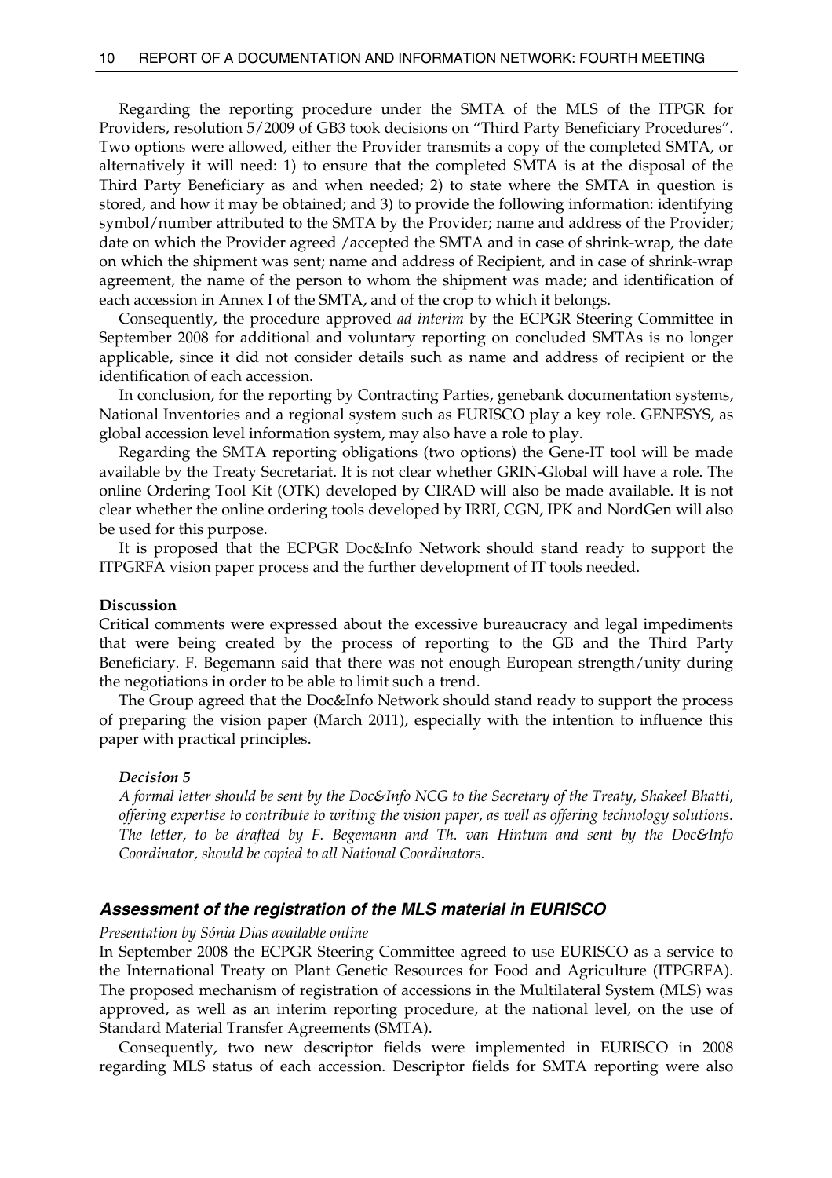Regarding the reporting procedure under the SMTA of the MLS of the ITPGR for Providers, resolution 5/2009 of GB3 took decisions on "Third Party Beneficiary Procedures". Two options were allowed, either the Provider transmits a copy of the completed SMTA, or alternatively it will need: 1) to ensure that the completed SMTA is at the disposal of the Third Party Beneficiary as and when needed; 2) to state where the SMTA in question is stored, and how it may be obtained; and 3) to provide the following information: identifying symbol/number attributed to the SMTA by the Provider; name and address of the Provider; date on which the Provider agreed /accepted the SMTA and in case of shrink-wrap, the date on which the shipment was sent; name and address of Recipient, and in case of shrink-wrap agreement, the name of the person to whom the shipment was made; and identification of each accession in Annex I of the SMTA, and of the crop to which it belongs.

Consequently, the procedure approved *ad interim* by the ECPGR Steering Committee in September 2008 for additional and voluntary reporting on concluded SMTAs is no longer applicable, since it did not consider details such as name and address of recipient or the identification of each accession.

In conclusion, for the reporting by Contracting Parties, genebank documentation systems, National Inventories and a regional system such as EURISCO play a key role. GENESYS, as global accession level information system, may also have a role to play.

Regarding the SMTA reporting obligations (two options) the Gene-IT tool will be made available by the Treaty Secretariat. It is not clear whether GRIN-Global will have a role. The online Ordering Tool Kit (OTK) developed by CIRAD will also be made available. It is not clear whether the online ordering tools developed by IRRI, CGN, IPK and NordGen will also be used for this purpose.

It is proposed that the ECPGR Doc&Info Network should stand ready to support the ITPGRFA vision paper process and the further development of IT tools needed.

**Discussion**

Critical comments were expressed about the excessive bureaucracy and legal impediments that were being created by the process of reporting to the GB and the Third Party Beneficiary. F. Begemann said that there was not enough European strength/unity during the negotiations in order to be able to limit such a trend.

The Group agreed that the Doc&Info Network should stand ready to support the process of preparing the vision paper (March 2011), especially with the intention to influence this paper with practical principles.

> ***Decision 5***
> *A formal letter should be sent by the Doc&Info NCG to the Secretary of the Treaty, Shakeel Bhatti, offering expertise to contribute to writing the vision paper, as well as offering technology solutions. The letter, to be drafted by F. Begemann and Th. van Hintum and sent by the Doc&Info Coordinator, should be copied to all National Coordinators.*

### *Assessment of the registration of the MLS material in EURISCO*

*Presentation by Sónia Dias available online*

In September 2008 the ECPGR Steering Committee agreed to use EURISCO as a service to the International Treaty on Plant Genetic Resources for Food and Agriculture (ITPGRFA). The proposed mechanism of registration of accessions in the Multilateral System (MLS) was approved, as well as an interim reporting procedure, at the national level, on the use of Standard Material Transfer Agreements (SMTA).

Consequently, two new descriptor fields were implemented in EURISCO in 2008 regarding MLS status of each accession. Descriptor fields for SMTA reporting were also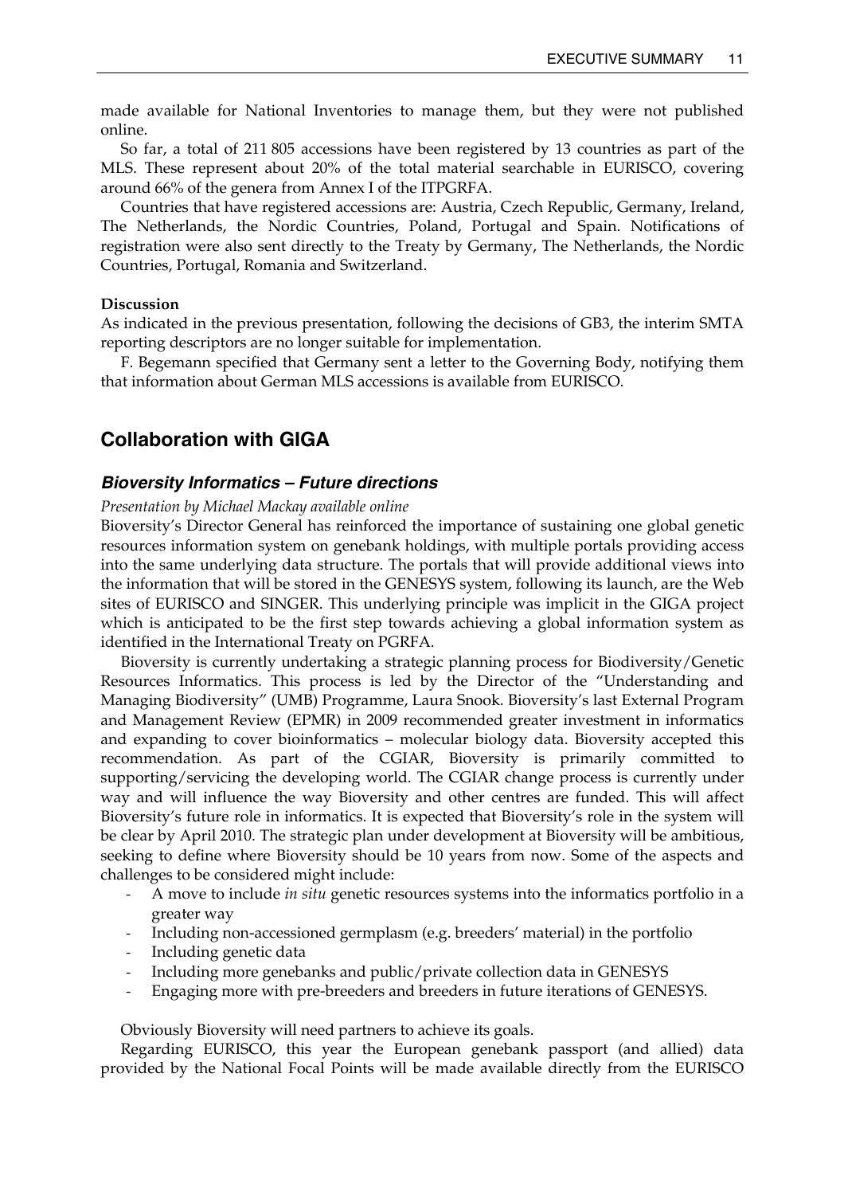made available for National Inventories to manage them, but they were not published online.

So far, a total of 211 805 accessions have been registered by 13 countries as part of the MLS. These represent about 20% of the total material searchable in EURISCO, covering around 66% of the genera from Annex I of the ITPGRFA.

Countries that have registered accessions are: Austria, Czech Republic, Germany, Ireland, The Netherlands, the Nordic Countries, Poland, Portugal and Spain. Notifications of registration were also sent directly to the Treaty by Germany, The Netherlands, the Nordic Countries, Portugal, Romania and Switzerland.

**Discussion**

As indicated in the previous presentation, following the decisions of GB3, the interim SMTA reporting descriptors are no longer suitable for implementation.

F. Begemann specified that Germany sent a letter to the Governing Body, notifying them that information about German MLS accessions is available from EURISCO.

## Collaboration with GIGA

### *Bioversity Informatics – Future directions*

*Presentation by Michael Mackay available online*

Bioversity's Director General has reinforced the importance of sustaining one global genetic resources information system on genebank holdings, with multiple portals providing access into the same underlying data structure. The portals that will provide additional views into the information that will be stored in the GENESYS system, following its launch, are the Web sites of EURISCO and SINGER. This underlying principle was implicit in the GIGA project which is anticipated to be the first step towards achieving a global information system as identified in the International Treaty on PGRFA.

Bioversity is currently undertaking a strategic planning process for Biodiversity/Genetic Resources Informatics. This process is led by the Director of the "Understanding and Managing Biodiversity" (UMB) Programme, Laura Snook. Bioversity's last External Program and Management Review (EPMR) in 2009 recommended greater investment in informatics and expanding to cover bioinformatics – molecular biology data. Bioversity accepted this recommendation. As part of the CGIAR, Bioversity is primarily committed to supporting/servicing the developing world. The CGIAR change process is currently under way and will influence the way Bioversity and other centres are funded. This will affect Bioversity's future role in informatics. It is expected that Bioversity's role in the system will be clear by April 2010. The strategic plan under development at Bioversity will be ambitious, seeking to define where Bioversity should be 10 years from now. Some of the aspects and challenges to be considered might include:

- A move to include *in situ* genetic resources systems into the informatics portfolio in a greater way
- Including non-accessioned germplasm (e.g. breeders' material) in the portfolio
- Including genetic data
- Including more genebanks and public/private collection data in GENESYS
- Engaging more with pre-breeders and breeders in future iterations of GENESYS.

Obviously Bioversity will need partners to achieve its goals.

Regarding EURISCO, this year the European genebank passport (and allied) data provided by the National Focal Points will be made available directly from the EURISCO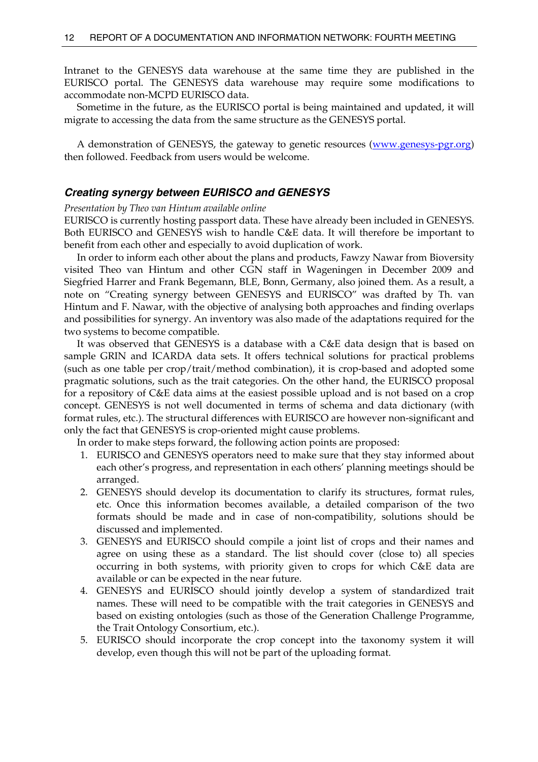Intranet to the GENESYS data warehouse at the same time they are published in the EURISCO portal. The GENESYS data warehouse may require some modifications to accommodate non-MCPD EURISCO data.

Sometime in the future, as the EURISCO portal is being maintained and updated, it will migrate to accessing the data from the same structure as the GENESYS portal.

A demonstration of GENESYS, the gateway to genetic resources (www.genesys-pgr.org) then followed. Feedback from users would be welcome.

### *Creating synergy between EURISCO and GENESYS*

*Presentation by Theo van Hintum available online*

EURISCO is currently hosting passport data. These have already been included in GENESYS. Both EURISCO and GENESYS wish to handle C&E data. It will therefore be important to benefit from each other and especially to avoid duplication of work.

In order to inform each other about the plans and products, Fawzy Nawar from Bioversity visited Theo van Hintum and other CGN staff in Wageningen in December 2009 and Siegfried Harrer and Frank Begemann, BLE, Bonn, Germany, also joined them. As a result, a note on "Creating synergy between GENESYS and EURISCO" was drafted by Th. van Hintum and F. Nawar, with the objective of analysing both approaches and finding overlaps and possibilities for synergy. An inventory was also made of the adaptations required for the two systems to become compatible.

It was observed that GENESYS is a database with a C&E data design that is based on sample GRIN and ICARDA data sets. It offers technical solutions for practical problems (such as one table per crop/trait/method combination), it is crop-based and adopted some pragmatic solutions, such as the trait categories. On the other hand, the EURISCO proposal for a repository of C&E data aims at the easiest possible upload and is not based on a crop concept. GENESYS is not well documented in terms of schema and data dictionary (with format rules, etc.). The structural differences with EURISCO are however non-significant and only the fact that GENESYS is crop-oriented might cause problems.

In order to make steps forward, the following action points are proposed:

1. EURISCO and GENESYS operators need to make sure that they stay informed about each other's progress, and representation in each others' planning meetings should be arranged.
2. GENESYS should develop its documentation to clarify its structures, format rules, etc. Once this information becomes available, a detailed comparison of the two formats should be made and in case of non-compatibility, solutions should be discussed and implemented.
3. GENESYS and EURISCO should compile a joint list of crops and their names and agree on using these as a standard. The list should cover (close to) all species occurring in both systems, with priority given to crops for which C&E data are available or can be expected in the near future.
4. GENESYS and EURISCO should jointly develop a system of standardized trait names. These will need to be compatible with the trait categories in GENESYS and based on existing ontologies (such as those of the Generation Challenge Programme, the Trait Ontology Consortium, etc.).
5. EURISCO should incorporate the crop concept into the taxonomy system it will develop, even though this will not be part of the uploading format.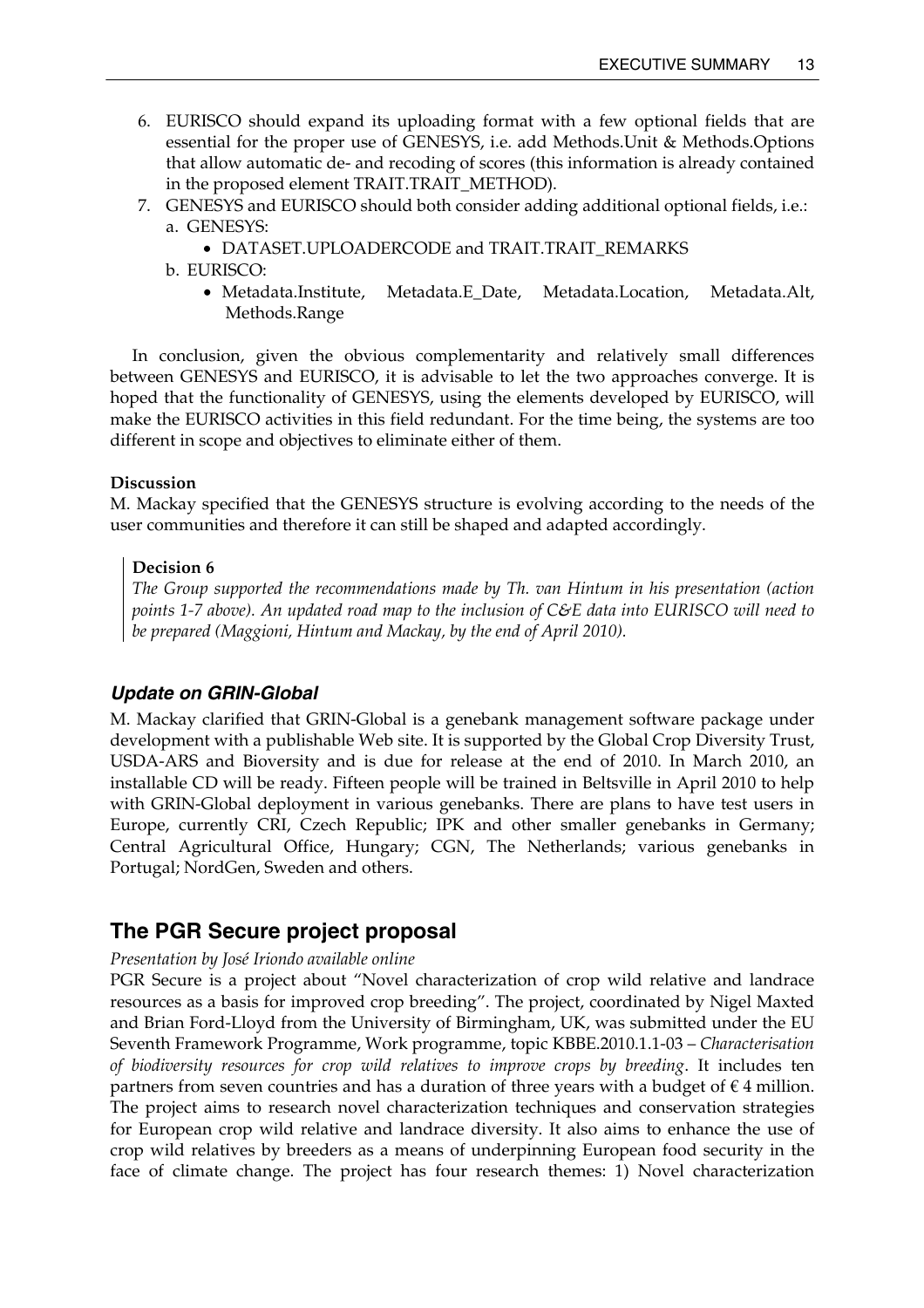6. EURISCO should expand its uploading format with a few optional fields that are essential for the proper use of GENESYS, i.e. add Methods.Unit & Methods.Options that allow automatic de- and recoding of scores (this information is already contained in the proposed element TRAIT.TRAIT_METHOD).
7. GENESYS and EURISCO should both consider adding additional optional fields, i.e.:
   a. GENESYS:
      - DATASET.UPLOADERCODE and TRAIT.TRAIT_REMARKS
   b. EURISCO:
      - Metadata.Institute, Metadata.E_Date, Metadata.Location, Metadata.Alt, Methods.Range

In conclusion, given the obvious complementarity and relatively small differences between GENESYS and EURISCO, it is advisable to let the two approaches converge. It is hoped that the functionality of GENESYS, using the elements developed by EURISCO, will make the EURISCO activities in this field redundant. For the time being, the systems are too different in scope and objectives to eliminate either of them.

**Discussion**

M. Mackay specified that the GENESYS structure is evolving according to the needs of the user communities and therefore it can still be shaped and adapted accordingly.

> **Decision 6**
>
> *The Group supported the recommendations made by Th. van Hintum in his presentation (action points 1-7 above). An updated road map to the inclusion of C&E data into EURISCO will need to be prepared (Maggioni, Hintum and Mackay, by the end of April 2010).*

### *Update on GRIN-Global*

M. Mackay clarified that GRIN-Global is a genebank management software package under development with a publishable Web site. It is supported by the Global Crop Diversity Trust, USDA-ARS and Bioversity and is due for release at the end of 2010. In March 2010, an installable CD will be ready. Fifteen people will be trained in Beltsville in April 2010 to help with GRIN-Global deployment in various genebanks. There are plans to have test users in Europe, currently CRI, Czech Republic; IPK and other smaller genebanks in Germany; Central Agricultural Office, Hungary; CGN, The Netherlands; various genebanks in Portugal; NordGen, Sweden and others.

## The PGR Secure project proposal

*Presentation by José Iriondo available online*

PGR Secure is a project about "Novel characterization of crop wild relative and landrace resources as a basis for improved crop breeding". The project, coordinated by Nigel Maxted and Brian Ford-Lloyd from the University of Birmingham, UK, was submitted under the EU Seventh Framework Programme, Work programme, topic KBBE.2010.1.1-03 – *Characterisation of biodiversity resources for crop wild relatives to improve crops by breeding*. It includes ten partners from seven countries and has a duration of three years with a budget of € 4 million. The project aims to research novel characterization techniques and conservation strategies for European crop wild relative and landrace diversity. It also aims to enhance the use of crop wild relatives by breeders as a means of underpinning European food security in the face of climate change. The project has four research themes: 1) Novel characterization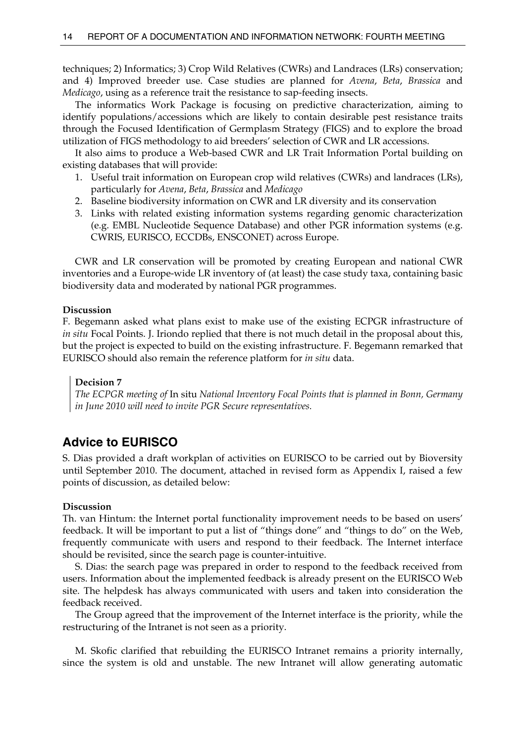techniques; 2) Informatics; 3) Crop Wild Relatives (CWRs) and Landraces (LRs) conservation; and 4) Improved breeder use. Case studies are planned for *Avena*, *Beta*, *Brassica* and *Medicago*, using as a reference trait the resistance to sap-feeding insects.

The informatics Work Package is focusing on predictive characterization, aiming to identify populations/accessions which are likely to contain desirable pest resistance traits through the Focused Identification of Germplasm Strategy (FIGS) and to explore the broad utilization of FIGS methodology to aid breeders' selection of CWR and LR accessions.

It also aims to produce a Web-based CWR and LR Trait Information Portal building on existing databases that will provide:

1. Useful trait information on European crop wild relatives (CWRs) and landraces (LRs), particularly for *Avena*, *Beta*, *Brassica* and *Medicago*
2. Baseline biodiversity information on CWR and LR diversity and its conservation
3. Links with related existing information systems regarding genomic characterization (e.g. EMBL Nucleotide Sequence Database) and other PGR information systems (e.g. CWRIS, EURISCO, ECCDBs, ENSCONET) across Europe.

CWR and LR conservation will be promoted by creating European and national CWR inventories and a Europe-wide LR inventory of (at least) the case study taxa, containing basic biodiversity data and moderated by national PGR programmes.

**Discussion**

F. Begemann asked what plans exist to make use of the existing ECPGR infrastructure of *in situ* Focal Points. J. Iriondo replied that there is not much detail in the proposal about this, but the project is expected to build on the existing infrastructure. F. Begemann remarked that EURISCO should also remain the reference platform for *in situ* data.

> **Decision 7**
>
> *The ECPGR meeting of* In situ *National Inventory Focal Points that is planned in Bonn, Germany in June 2010 will need to invite PGR Secure representatives.*

## Advice to EURISCO

S. Dias provided a draft workplan of activities on EURISCO to be carried out by Bioversity until September 2010. The document, attached in revised form as Appendix I, raised a few points of discussion, as detailed below:

**Discussion**

Th. van Hintum: the Internet portal functionality improvement needs to be based on users' feedback. It will be important to put a list of "things done" and "things to do" on the Web, frequently communicate with users and respond to their feedback. The Internet interface should be revisited, since the search page is counter-intuitive.

S. Dias: the search page was prepared in order to respond to the feedback received from users. Information about the implemented feedback is already present on the EURISCO Web site. The helpdesk has always communicated with users and taken into consideration the feedback received.

The Group agreed that the improvement of the Internet interface is the priority, while the restructuring of the Intranet is not seen as a priority.

M. Skofic clarified that rebuilding the EURISCO Intranet remains a priority internally, since the system is old and unstable. The new Intranet will allow generating automatic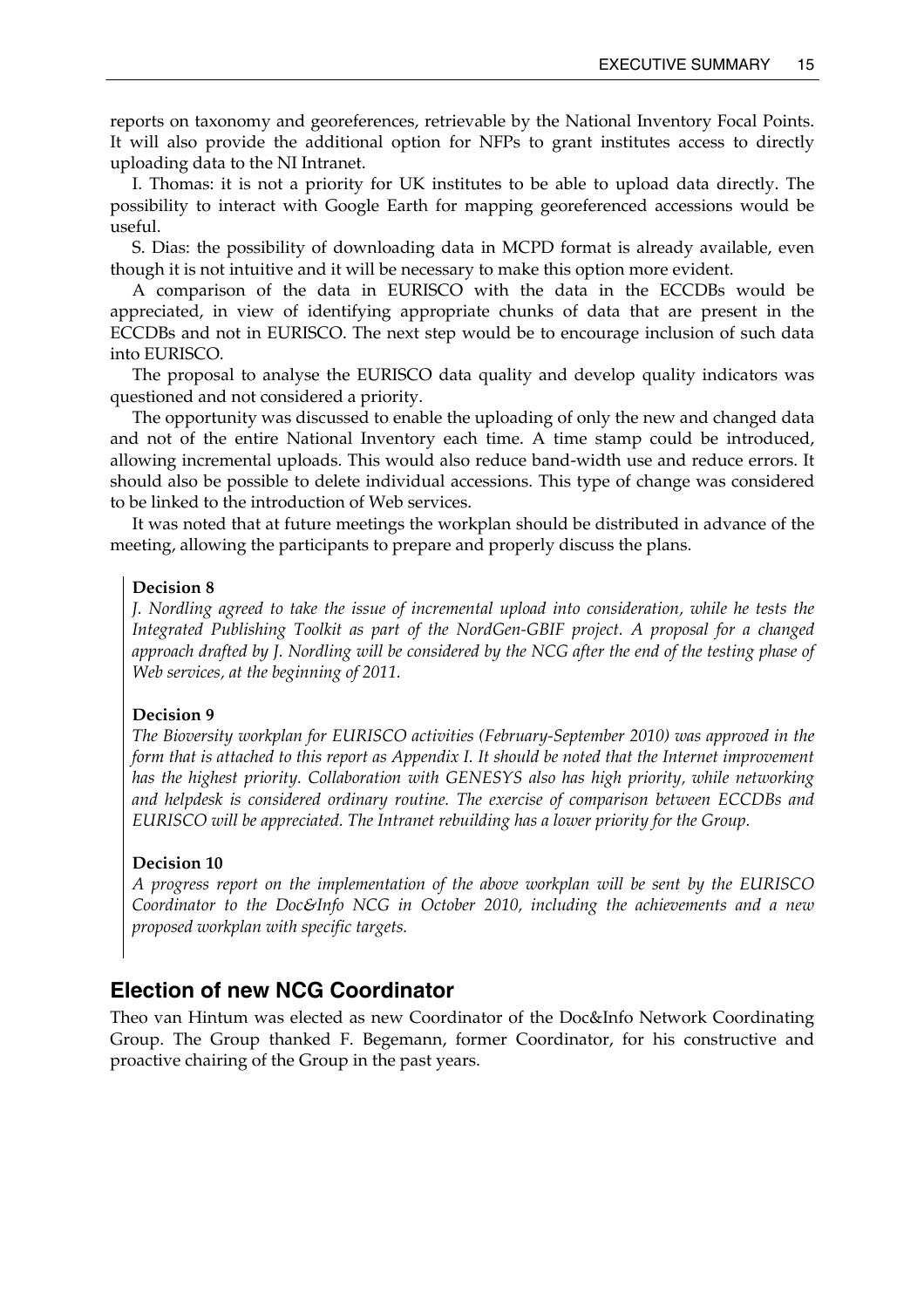reports on taxonomy and georeferences, retrievable by the National Inventory Focal Points. It will also provide the additional option for NFPs to grant institutes access to directly uploading data to the NI Intranet.

I. Thomas: it is not a priority for UK institutes to be able to upload data directly. The possibility to interact with Google Earth for mapping georeferenced accessions would be useful.

S. Dias: the possibility of downloading data in MCPD format is already available, even though it is not intuitive and it will be necessary to make this option more evident.

A comparison of the data in EURISCO with the data in the ECCDBs would be appreciated, in view of identifying appropriate chunks of data that are present in the ECCDBs and not in EURISCO. The next step would be to encourage inclusion of such data into EURISCO.

The proposal to analyse the EURISCO data quality and develop quality indicators was questioned and not considered a priority.

The opportunity was discussed to enable the uploading of only the new and changed data and not of the entire National Inventory each time. A time stamp could be introduced, allowing incremental uploads. This would also reduce band-width use and reduce errors. It should also be possible to delete individual accessions. This type of change was considered to be linked to the introduction of Web services.

It was noted that at future meetings the workplan should be distributed in advance of the meeting, allowing the participants to prepare and properly discuss the plans.

**Decision 8**
*J. Nordling agreed to take the issue of incremental upload into consideration, while he tests the Integrated Publishing Toolkit as part of the NordGen-GBIF project. A proposal for a changed approach drafted by J. Nordling will be considered by the NCG after the end of the testing phase of Web services, at the beginning of 2011.*

**Decision 9**
*The Bioversity workplan for EURISCO activities (February-September 2010) was approved in the form that is attached to this report as Appendix I. It should be noted that the Internet improvement has the highest priority. Collaboration with GENESYS also has high priority, while networking and helpdesk is considered ordinary routine. The exercise of comparison between ECCDBs and EURISCO will be appreciated. The Intranet rebuilding has a lower priority for the Group.*

**Decision 10**
*A progress report on the implementation of the above workplan will be sent by the EURISCO Coordinator to the Doc&Info NCG in October 2010, including the achievements and a new proposed workplan with specific targets.*

## Election of new NCG Coordinator

Theo van Hintum was elected as new Coordinator of the Doc&Info Network Coordinating Group. The Group thanked F. Begemann, former Coordinator, for his constructive and proactive chairing of the Group in the past years.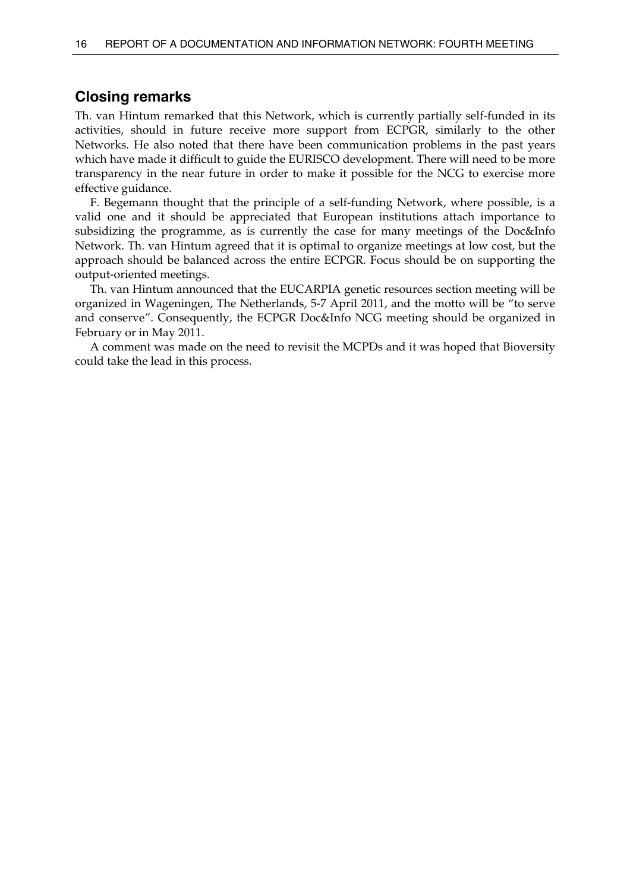## Closing remarks

Th. van Hintum remarked that this Network, which is currently partially self-funded in its activities, should in future receive more support from ECPGR, similarly to the other Networks. He also noted that there have been communication problems in the past years which have made it difficult to guide the EURISCO development. There will need to be more transparency in the near future in order to make it possible for the NCG to exercise more effective guidance.

F. Begemann thought that the principle of a self-funding Network, where possible, is a valid one and it should be appreciated that European institutions attach importance to subsidizing the programme, as is currently the case for many meetings of the Doc&Info Network. Th. van Hintum agreed that it is optimal to organize meetings at low cost, but the approach should be balanced across the entire ECPGR. Focus should be on supporting the output-oriented meetings.

Th. van Hintum announced that the EUCARPIA genetic resources section meeting will be organized in Wageningen, The Netherlands, 5-7 April 2011, and the motto will be "to serve and conserve". Consequently, the ECPGR Doc&Info NCG meeting should be organized in February or in May 2011.

A comment was made on the need to revisit the MCPDs and it was hoped that Bioversity could take the lead in this process.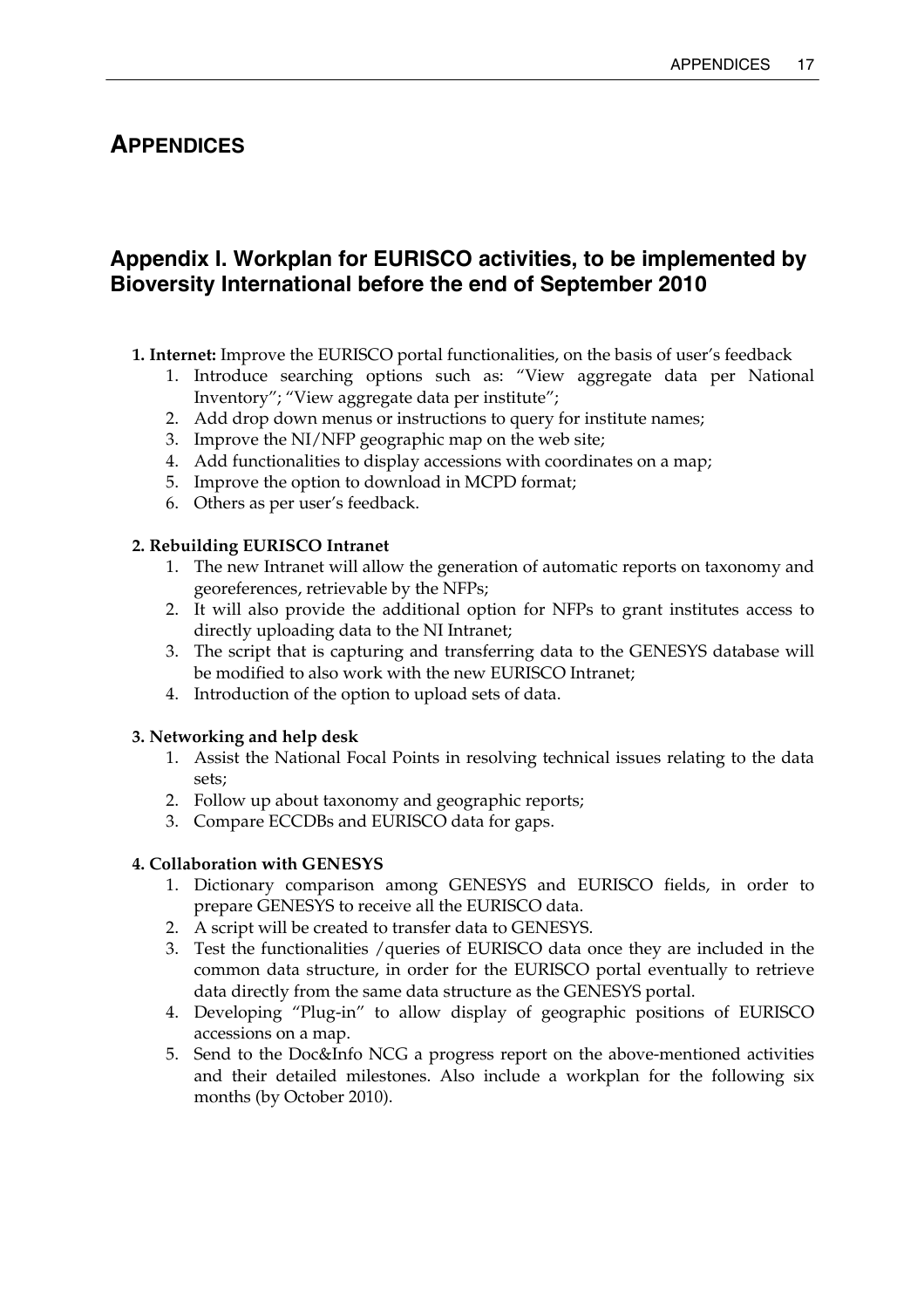# APPENDICES

## Appendix I. Workplan for EURISCO activities, to be implemented by Bioversity International before the end of September 2010

**1. Internet:** Improve the EURISCO portal functionalities, on the basis of user's feedback

1. Introduce searching options such as: "View aggregate data per National Inventory"; "View aggregate data per institute";
2. Add drop down menus or instructions to query for institute names;
3. Improve the NI/NFP geographic map on the web site;
4. Add functionalities to display accessions with coordinates on a map;
5. Improve the option to download in MCPD format;
6. Others as per user's feedback.

**2. Rebuilding EURISCO Intranet**

1. The new Intranet will allow the generation of automatic reports on taxonomy and georeferences, retrievable by the NFPs;
2. It will also provide the additional option for NFPs to grant institutes access to directly uploading data to the NI Intranet;
3. The script that is capturing and transferring data to the GENESYS database will be modified to also work with the new EURISCO Intranet;
4. Introduction of the option to upload sets of data.

**3. Networking and help desk**

1. Assist the National Focal Points in resolving technical issues relating to the data sets;
2. Follow up about taxonomy and geographic reports;
3. Compare ECCDBs and EURISCO data for gaps.

**4. Collaboration with GENESYS**

1. Dictionary comparison among GENESYS and EURISCO fields, in order to prepare GENESYS to receive all the EURISCO data.
2. A script will be created to transfer data to GENESYS.
3. Test the functionalities /queries of EURISCO data once they are included in the common data structure, in order for the EURISCO portal eventually to retrieve data directly from the same data structure as the GENESYS portal.
4. Developing "Plug-in" to allow display of geographic positions of EURISCO accessions on a map.
5. Send to the Doc&Info NCG a progress report on the above-mentioned activities and their detailed milestones. Also include a workplan for the following six months (by October 2010).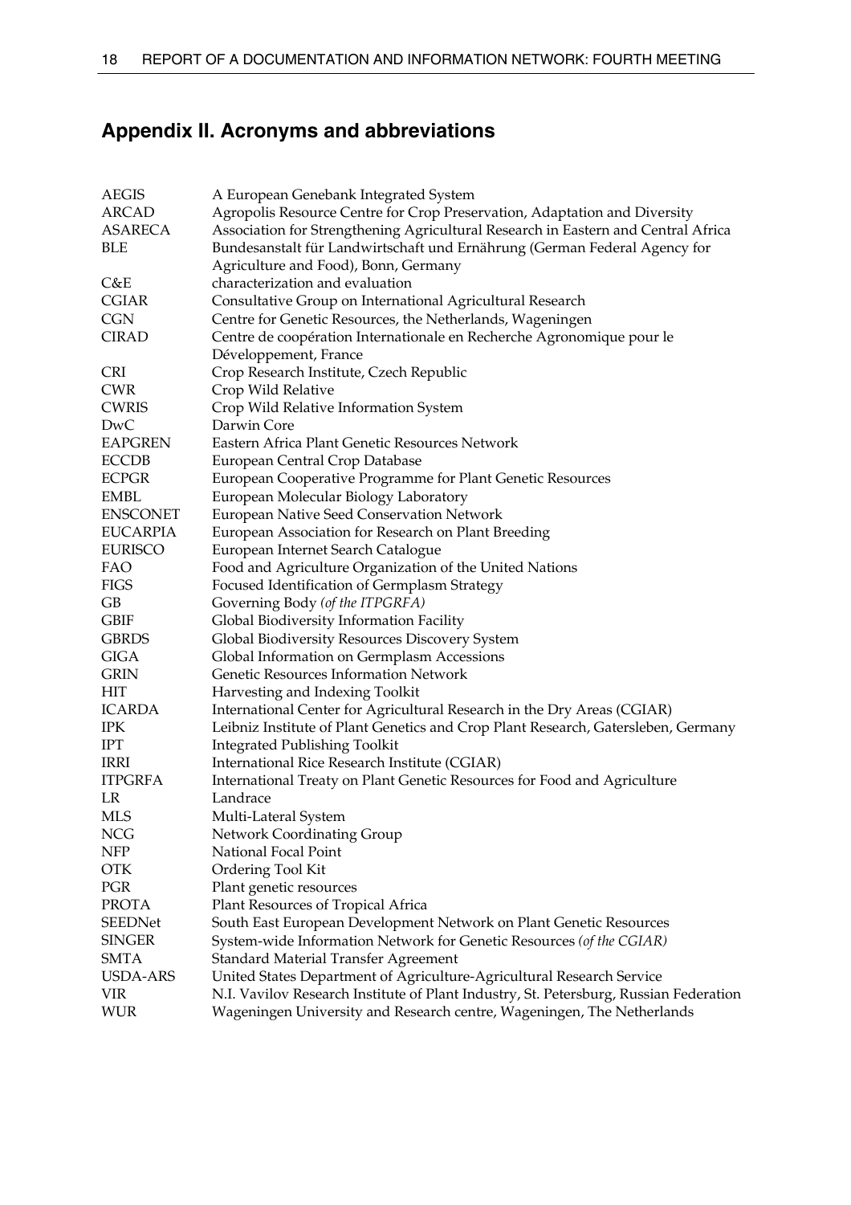## Appendix II. Acronyms and abbreviations

| | |
|---|---|
| AEGIS | A European Genebank Integrated System |
| ARCAD | Agropolis Resource Centre for Crop Preservation, Adaptation and Diversity |
| ASARECA | Association for Strengthening Agricultural Research in Eastern and Central Africa |
| BLE | Bundesanstalt für Landwirtschaft und Ernährung (German Federal Agency for Agriculture and Food), Bonn, Germany |
| C&E | characterization and evaluation |
| CGIAR | Consultative Group on International Agricultural Research |
| CGN | Centre for Genetic Resources, the Netherlands, Wageningen |
| CIRAD | Centre de coopération Internationale en Recherche Agronomique pour le Développement, France |
| CRI | Crop Research Institute, Czech Republic |
| CWR | Crop Wild Relative |
| CWRIS | Crop Wild Relative Information System |
| DwC | Darwin Core |
| EAPGREN | Eastern Africa Plant Genetic Resources Network |
| ECCDB | European Central Crop Database |
| ECPGR | European Cooperative Programme for Plant Genetic Resources |
| EMBL | European Molecular Biology Laboratory |
| ENSCONET | European Native Seed Conservation Network |
| EUCARPIA | European Association for Research on Plant Breeding |
| EURISCO | European Internet Search Catalogue |
| FAO | Food and Agriculture Organization of the United Nations |
| FIGS | Focused Identification of Germplasm Strategy |
| GB | Governing Body *(of the ITPGRFA)* |
| GBIF | Global Biodiversity Information Facility |
| GBRDS | Global Biodiversity Resources Discovery System |
| GIGA | Global Information on Germplasm Accessions |
| GRIN | Genetic Resources Information Network |
| HIT | Harvesting and Indexing Toolkit |
| ICARDA | International Center for Agricultural Research in the Dry Areas (CGIAR) |
| IPK | Leibniz Institute of Plant Genetics and Crop Plant Research, Gatersleben, Germany |
| IPT | Integrated Publishing Toolkit |
| IRRI | International Rice Research Institute (CGIAR) |
| ITPGRFA | International Treaty on Plant Genetic Resources for Food and Agriculture |
| LR | Landrace |
| MLS | Multi-Lateral System |
| NCG | Network Coordinating Group |
| NFP | National Focal Point |
| OTK | Ordering Tool Kit |
| PGR | Plant genetic resources |
| PROTA | Plant Resources of Tropical Africa |
| SEEDNet | South East European Development Network on Plant Genetic Resources |
| SINGER | System-wide Information Network for Genetic Resources *(of the CGIAR)* |
| SMTA | Standard Material Transfer Agreement |
| USDA-ARS | United States Department of Agriculture-Agricultural Research Service |
| VIR | N.I. Vavilov Research Institute of Plant Industry, St. Petersburg, Russian Federation |
| WUR | Wageningen University and Research centre, Wageningen, The Netherlands |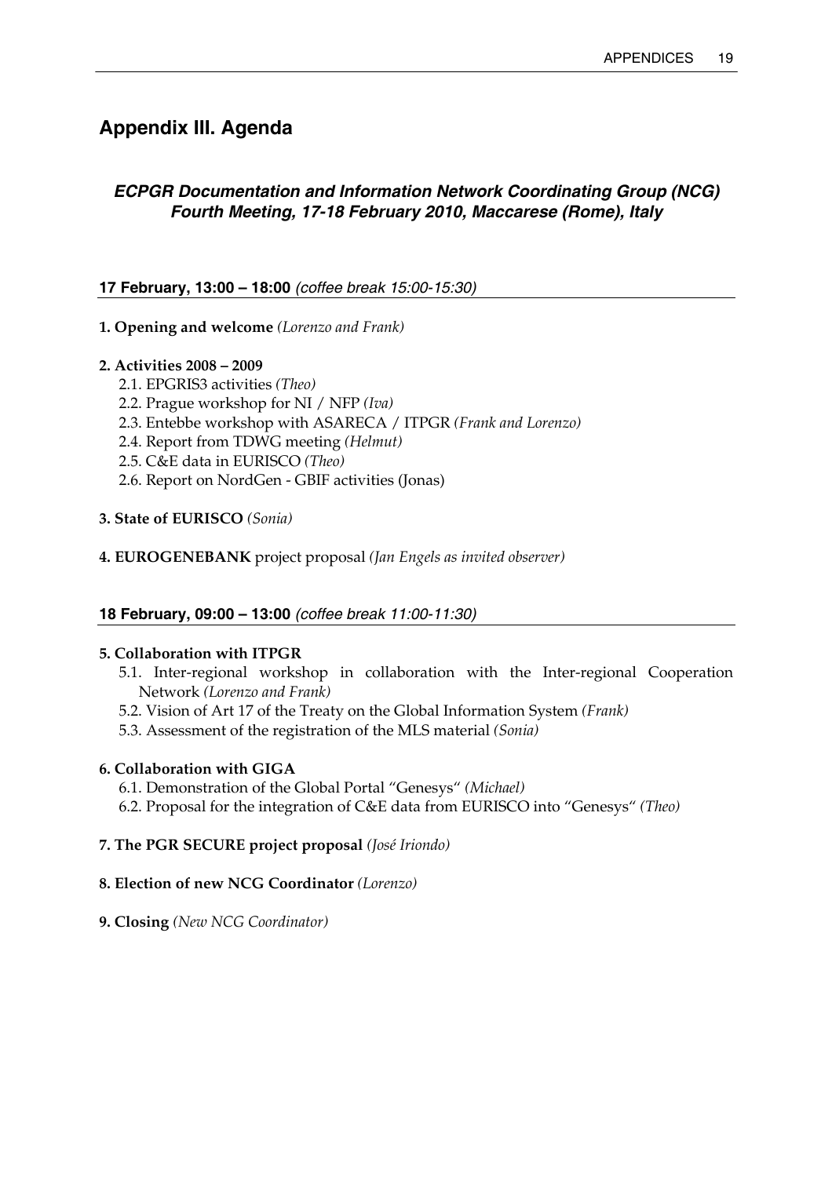## Appendix III. Agenda

### *ECPGR Documentation and Information Network Coordinating Group (NCG) Fourth Meeting, 17-18 February 2010, Maccarese (Rome), Italy*

**17 February, 13:00 – 18:00** *(coffee break 15:00-15:30)*

**1. Opening and welcome** *(Lorenzo and Frank)*

**2. Activities 2008 – 2009**

- 2.1. EPGRIS3 activities *(Theo)*
- 2.2. Prague workshop for NI / NFP *(Iva)*
- 2.3. Entebbe workshop with ASARECA / ITPGR *(Frank and Lorenzo)*
- 2.4. Report from TDWG meeting *(Helmut)*
- 2.5. C&E data in EURISCO *(Theo)*
- 2.6. Report on NordGen - GBIF activities (Jonas)

**3. State of EURISCO** *(Sonia)*

**4. EUROGENEBANK** project proposal *(Jan Engels as invited observer)*

**18 February, 09:00 – 13:00** *(coffee break 11:00-11:30)*

**5. Collaboration with ITPGR**

- 5.1. Inter-regional workshop in collaboration with the Inter-regional Cooperation Network *(Lorenzo and Frank)*
- 5.2. Vision of Art 17 of the Treaty on the Global Information System *(Frank)*
- 5.3. Assessment of the registration of the MLS material *(Sonia)*

**6. Collaboration with GIGA**

- 6.1. Demonstration of the Global Portal "Genesys" *(Michael)*
- 6.2. Proposal for the integration of C&E data from EURISCO into "Genesys" *(Theo)*

**7. The PGR SECURE project proposal** *(José Iriondo)*

**8. Election of new NCG Coordinator** *(Lorenzo)*

**9. Closing** *(New NCG Coordinator)*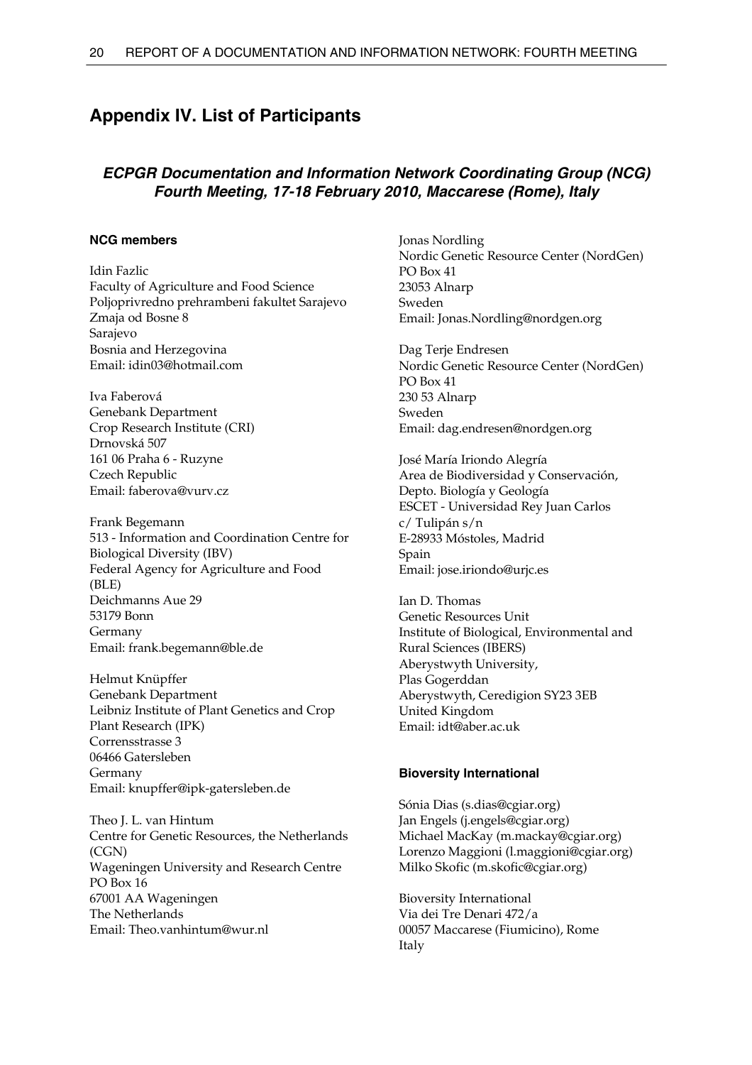## Appendix IV. List of Participants

### *ECPGR Documentation and Information Network Coordinating Group (NCG) Fourth Meeting, 17-18 February 2010, Maccarese (Rome), Italy*

#### NCG members

Idin Fazlic
Faculty of Agriculture and Food Science
Poljoprivredno prehrambeni fakultet Sarajevo
Zmaja od Bosne 8
Sarajevo
Bosnia and Herzegovina
Email: idin03@hotmail.com

Iva Faberová
Genebank Department
Crop Research Institute (CRI)
Drnovská 507
161 06 Praha 6 - Ruzyne
Czech Republic
Email: faberova@vurv.cz

Frank Begemann
513 - Information and Coordination Centre for Biological Diversity (IBV)
Federal Agency for Agriculture and Food (BLE)
Deichmanns Aue 29
53179 Bonn
Germany
Email: frank.begemann@ble.de

Helmut Knüpffer
Genebank Department
Leibniz Institute of Plant Genetics and Crop Plant Research (IPK)
Corrensstrasse 3
06466 Gatersleben
Germany
Email: knupffer@ipk-gatersleben.de

Theo J. L. van Hintum
Centre for Genetic Resources, the Netherlands (CGN)
Wageningen University and Research Centre
PO Box 16
67001 AA Wageningen
The Netherlands
Email: Theo.vanhintum@wur.nl

Jonas Nordling
Nordic Genetic Resource Center (NordGen)
PO Box 41
23053 Alnarp
Sweden
Email: Jonas.Nordling@nordgen.org

Dag Terje Endresen
Nordic Genetic Resource Center (NordGen)
PO Box 41
230 53 Alnarp
Sweden
Email: dag.endresen@nordgen.org

José María Iriondo Alegría
Area de Biodiversidad y Conservación,
Depto. Biología y Geología
ESCET - Universidad Rey Juan Carlos
c/ Tulipán s/n
E-28933 Móstoles, Madrid
Spain
Email: jose.iriondo@urjc.es

Ian D. Thomas
Genetic Resources Unit
Institute of Biological, Environmental and Rural Sciences (IBERS)
Aberystwyth University,
Plas Gogerddan
Aberystwyth, Ceredigion SY23 3EB
United Kingdom
Email: idt@aber.ac.uk

#### Bioversity International

Sónia Dias (s.dias@cgiar.org)
Jan Engels (j.engels@cgiar.org)
Michael MacKay (m.mackay@cgiar.org)
Lorenzo Maggioni (l.maggioni@cgiar.org)
Milko Skofic (m.skofic@cgiar.org)

Bioversity International
Via dei Tre Denari 472/a
00057 Maccarese (Fiumicino), Rome
Italy